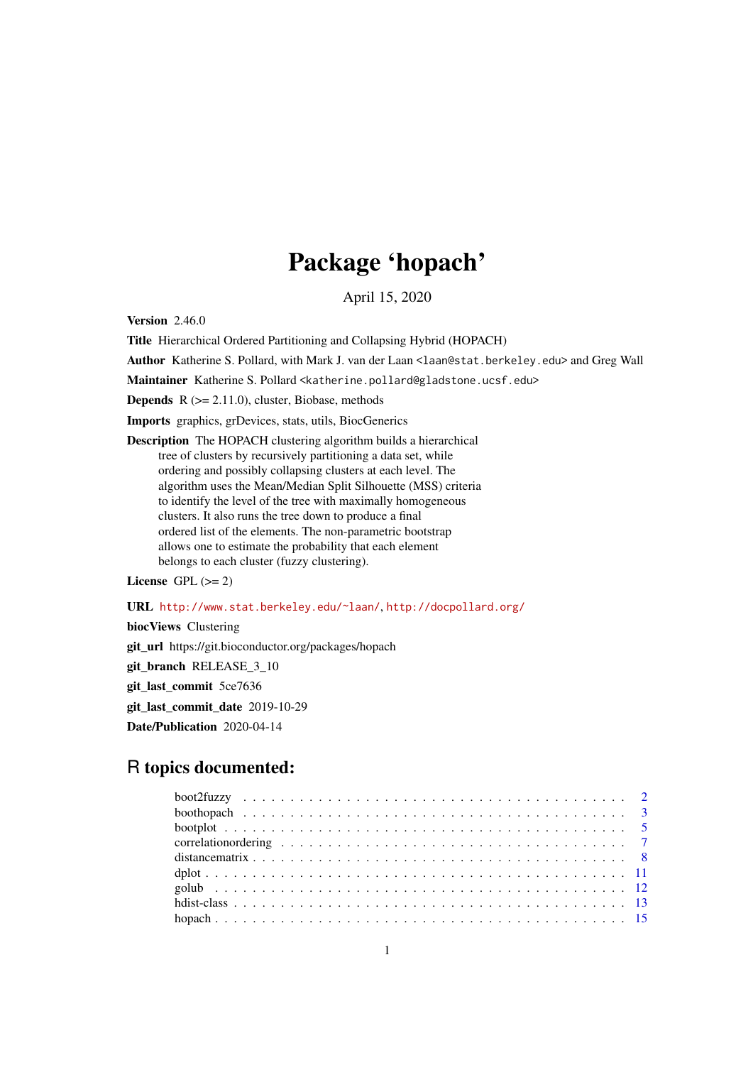# Package 'hopach'

April 15, 2020

**Version** 2.46.0

**Title** Hierarchical Ordered Partitioning and Collapsing Hybrid (HOPACH)

**Author** Katherine S. Pollard, with Mark J. van der Laan <laan@stat.berkeley.edu> and Greg Wall

**Maintainer** Katherine S. Pollard <katherine.pollard@gladstone.ucsf.edu>

**Depends** R (>= 2.11.0), cluster, Biobase, methods

**Imports** graphics, grDevices, stats, utils, BiocGenerics

**Description** The HOPACH clustering algorithm builds a hierarchical tree of clusters by recursively partitioning a data set, while ordering and possibly collapsing clusters at each level. The algorithm uses the Mean/Median Split Silhouette (MSS) criteria to identify the level of the tree with maximally homogeneous clusters. It also runs the tree down to produce a final ordered list of the elements. The non-parametric bootstrap allows one to estimate the probability that each element belongs to each cluster (fuzzy clustering).

**License** GPL (>= 2)

**URL** http://www.stat.berkeley.edu/~laan/, http://docpollard.org/

**biocViews** Clustering

**git_url** https://git.bioconductor.org/packages/hopach

**git_branch** RELEASE_3_10

**git_last_commit** 5ce7636

**git_last_commit_date** 2019-10-29

**Date/Publication** 2020-04-14

## R topics documented:

- boot2fuzzy . . . . . . . . . . . . . . . . . . . . . . . . . . . . . . . . . . . . . . . 2
- boothopach . . . . . . . . . . . . . . . . . . . . . . . . . . . . . . . . . . . . . . . 3
- bootplot . . . . . . . . . . . . . . . . . . . . . . . . . . . . . . . . . . . . . . . . . 5
- correlationordering . . . . . . . . . . . . . . . . . . . . . . . . . . . . . . . . . . . 7
- distancematrix . . . . . . . . . . . . . . . . . . . . . . . . . . . . . . . . . . . . . 8
- dplot . . . . . . . . . . . . . . . . . . . . . . . . . . . . . . . . . . . . . . . . . . 11
- golub . . . . . . . . . . . . . . . . . . . . . . . . . . . . . . . . . . . . . . . . . . 12
- hdist-class . . . . . . . . . . . . . . . . . . . . . . . . . . . . . . . . . . . . . . . 13
- hopach . . . . . . . . . . . . . . . . . . . . . . . . . . . . . . . . . . . . . . . . . 15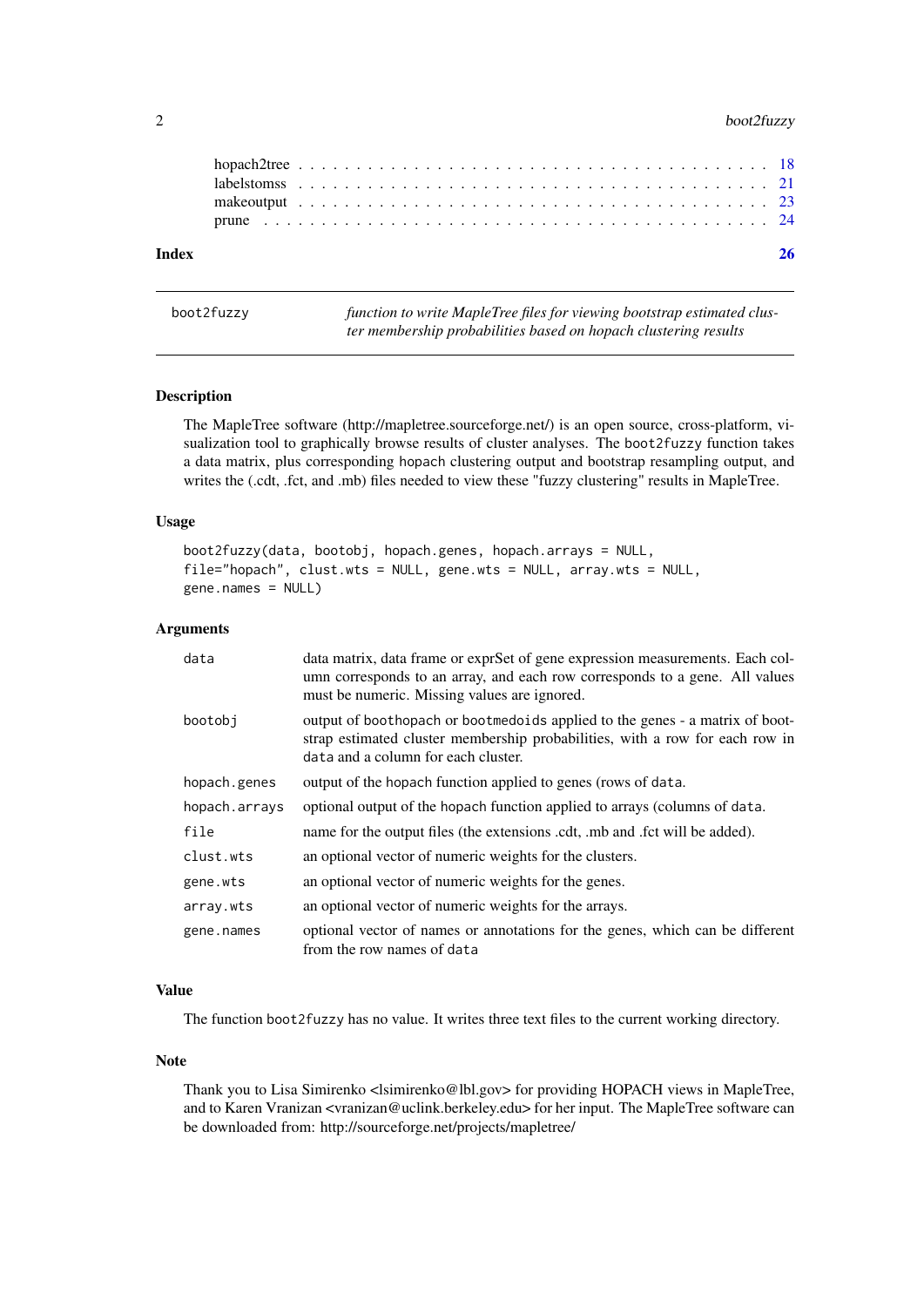| | |
|---|---|
| hopach2tree | 18 |
| labelstomss | 21 |
| makeoutput | 23 |
| prune | 24 |

**Index** **26**

---

| boot2fuzzy | *function to write MapleTree files for viewing bootstrap estimated cluster membership probabilities based on hopach clustering results* |
|---|---|

---

### Description

The MapleTree software (http://mapletree.sourceforge.net/) is an open source, cross-platform, visualization tool to graphically browse results of cluster analyses. The `boot2fuzzy` function takes a data matrix, plus corresponding hopach clustering output and bootstrap resampling output, and writes the (.cdt, .fct, and .mb) files needed to view these "fuzzy clustering" results in MapleTree.

### Usage

```
boot2fuzzy(data, bootobj, hopach.genes, hopach.arrays = NULL,
file="hopach", clust.wts = NULL, gene.wts = NULL, array.wts = NULL,
gene.names = NULL)
```

### Arguments

| | |
|---|---|
| `data` | data matrix, data frame or exprSet of gene expression measurements. Each column corresponds to an array, and each row corresponds to a gene. All values must be numeric. Missing values are ignored. |
| `bootobj` | output of `boothopach` or `bootmedoids` applied to the genes - a matrix of bootstrap estimated cluster membership probabilities, with a row for each row in `data` and a column for each cluster. |
| `hopach.genes` | output of the `hopach` function applied to genes (rows of `data`. |
| `hopach.arrays` | optional output of the `hopach` function applied to arrays (columns of `data`. |
| `file` | name for the output files (the extensions .cdt, .mb and .fct will be added). |
| `clust.wts` | an optional vector of numeric weights for the clusters. |
| `gene.wts` | an optional vector of numeric weights for the genes. |
| `array.wts` | an optional vector of numeric weights for the arrays. |
| `gene.names` | optional vector of names or annotations for the genes, which can be different from the row names of `data` |

### Value

The function `boot2fuzzy` has no value. It writes three text files to the current working directory.

### Note

Thank you to Lisa Simirenko <lsimirenko@lbl.gov> for providing HOPACH views in MapleTree, and to Karen Vranizan <vranizan@uclink.berkeley.edu> for her input. The MapleTree software can be downloaded from: http://sourceforge.net/projects/mapletree/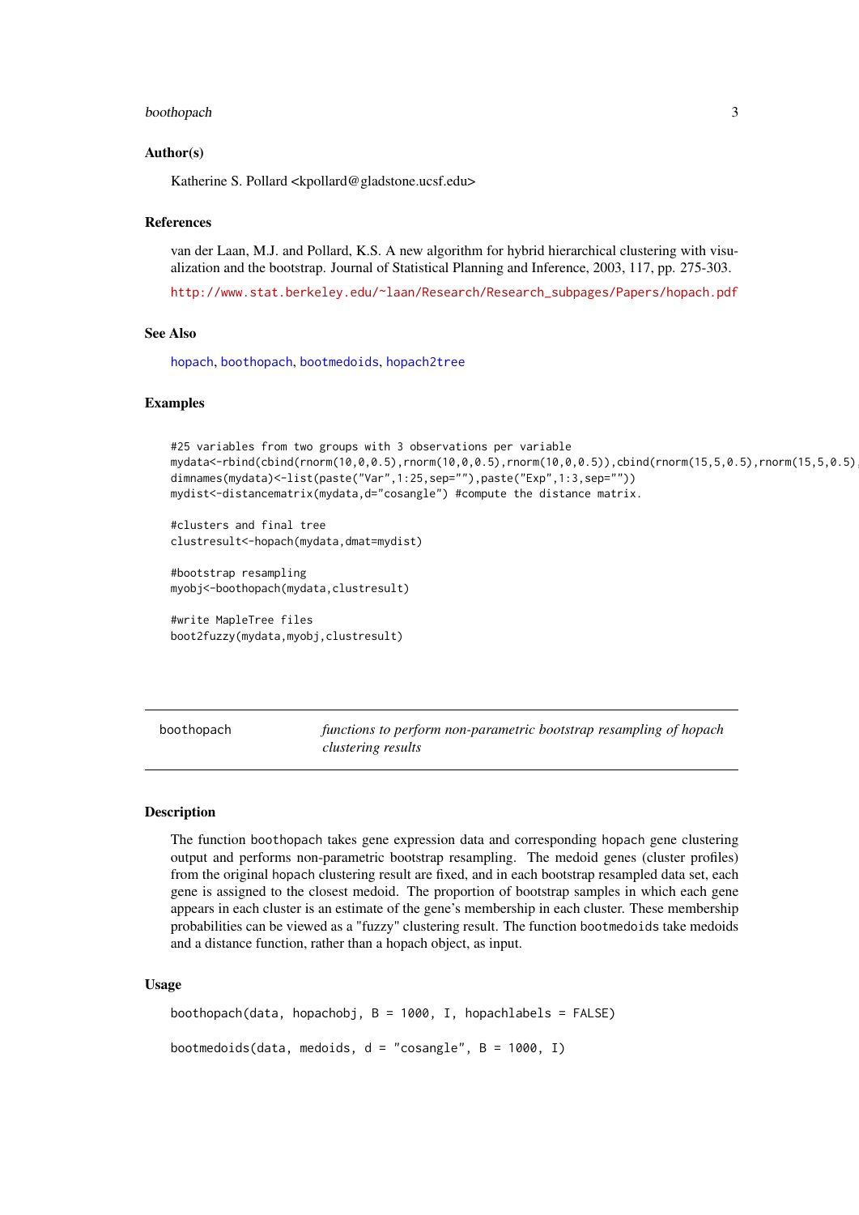### Author(s)

Katherine S. Pollard <kpollard@gladstone.ucsf.edu>

### References

van der Laan, M.J. and Pollard, K.S. A new algorithm for hybrid hierarchical clustering with visualization and the bootstrap. Journal of Statistical Planning and Inference, 2003, 117, pp. 275-303.

http://www.stat.berkeley.edu/~laan/Research/Research_subpages/Papers/hopach.pdf

### See Also

hopach, boothopach, bootmedoids, hopach2tree

### Examples

```
#25 variables from two groups with 3 observations per variable
mydata<-rbind(cbind(rnorm(10,0,0.5),rnorm(10,0,0.5),rnorm(10,0,0.5)),cbind(rnorm(15,5,0.5),rnorm(15,5,0.5),
dimnames(mydata)<-list(paste("Var",1:25,sep=""),paste("Exp",1:3,sep=""))
mydist<-distancematrix(mydata,d="cosangle") #compute the distance matrix.

#clusters and final tree
clustresult<-hopach(mydata,dmat=mydist)

#bootstrap resampling
myobj<-boothopach(mydata,clustresult)

#write MapleTree files
boot2fuzzy(mydata,myobj,clustresult)
```

## boothopach — *functions to perform non-parametric bootstrap resampling of hopach clustering results*

### Description

The function boothopach takes gene expression data and corresponding hopach gene clustering output and performs non-parametric bootstrap resampling. The medoid genes (cluster profiles) from the original hopach clustering result are fixed, and in each bootstrap resampled data set, each gene is assigned to the closest medoid. The proportion of bootstrap samples in which each gene appears in each cluster is an estimate of the gene's membership in each cluster. These membership probabilities can be viewed as a "fuzzy" clustering result. The function bootmedoids take medoids and a distance function, rather than a hopach object, as input.

### Usage

```
boothopach(data, hopachobj, B = 1000, I, hopachlabels = FALSE)

bootmedoids(data, medoids, d = "cosangle", B = 1000, I)
```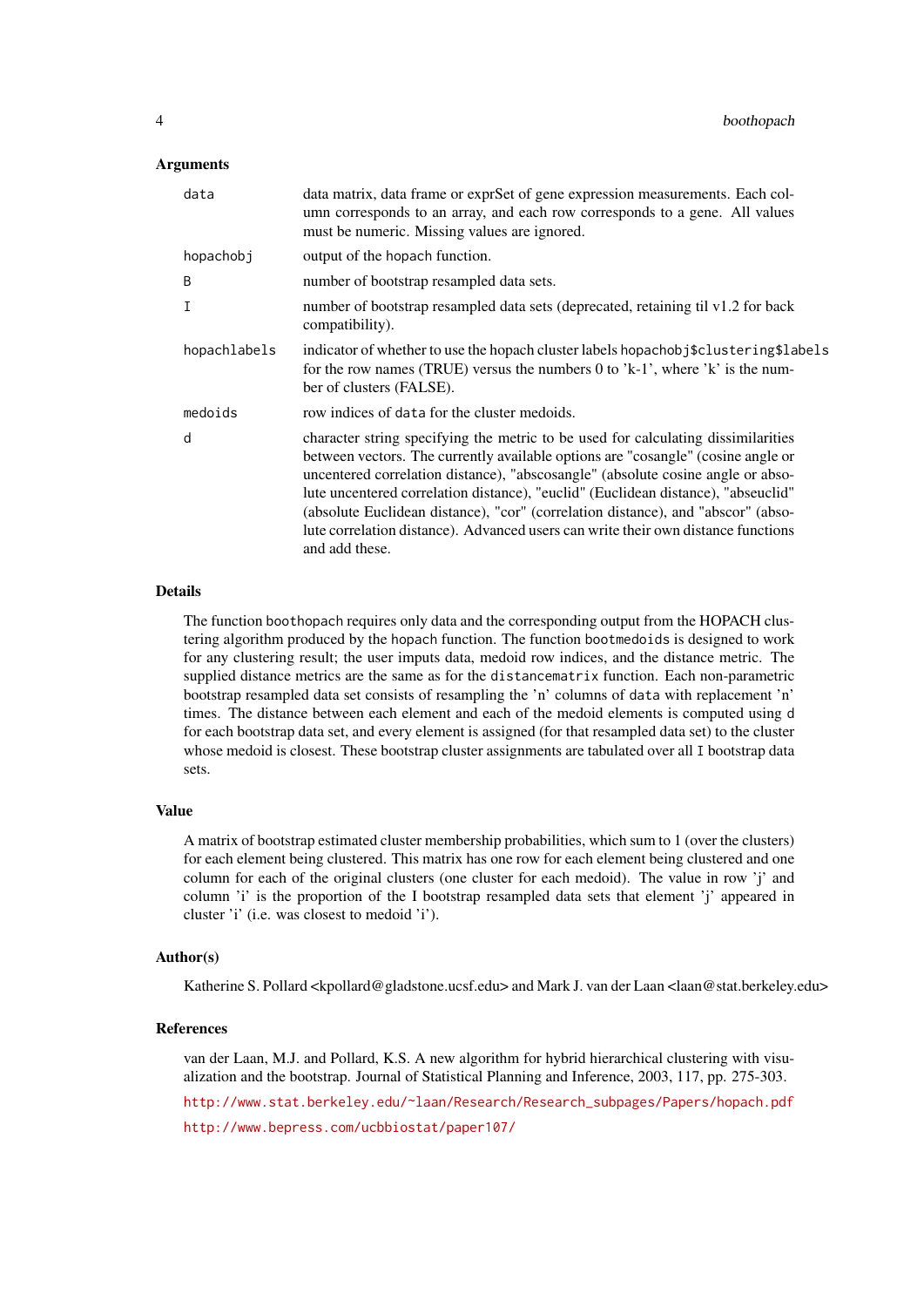### Arguments

| | |
|---|---|
| `data` | data matrix, data frame or exprSet of gene expression measurements. Each column corresponds to an array, and each row corresponds to a gene. All values must be numeric. Missing values are ignored. |
| `hopachobj` | output of the hopach function. |
| `B` | number of bootstrap resampled data sets. |
| `I` | number of bootstrap resampled data sets (deprecated, retaining til v1.2 for back compatibility). |
| `hopachlabels` | indicator of whether to use the hopach cluster labels `hopachobj$clustering$labels` for the row names (TRUE) versus the numbers 0 to 'k-1', where 'k' is the number of clusters (FALSE). |
| `medoids` | row indices of `data` for the cluster medoids. |
| `d` | character string specifying the metric to be used for calculating dissimilarities between vectors. The currently available options are "cosangle" (cosine angle or uncentered correlation distance), "abscosangle" (absolute cosine angle or absolute uncentered correlation distance), "euclid" (Euclidean distance), "abseuclid" (absolute Euclidean distance), "cor" (correlation distance), and "abscor" (absolute correlation distance). Advanced users can write their own distance functions and add these. |

### Details

The function `boothopach` requires only data and the corresponding output from the HOPACH clustering algorithm produced by the `hopach` function. The function `bootmedoids` is designed to work for any clustering result; the user imputs data, medoid row indices, and the distance metric. The supplied distance metrics are the same as for the `distancematrix` function. Each non-parametric bootstrap resampled data set consists of resampling the 'n' columns of `data` with replacement 'n' times. The distance between each element and each of the medoid elements is computed using `d` for each bootstrap data set, and every element is assigned (for that resampled data set) to the cluster whose medoid is closest. These bootstrap cluster assignments are tabulated over all `I` bootstrap data sets.

### Value

A matrix of bootstrap estimated cluster membership probabilities, which sum to 1 (over the clusters) for each element being clustered. This matrix has one row for each element being clustered and one column for each of the original clusters (one cluster for each medoid). The value in row 'j' and column 'i' is the proportion of the I bootstrap resampled data sets that element 'j' appeared in cluster 'i' (i.e. was closest to medoid 'i').

### Author(s)

Katherine S. Pollard <kpollard@gladstone.ucsf.edu> and Mark J. van der Laan <laan@stat.berkeley.edu>

### References

van der Laan, M.J. and Pollard, K.S. A new algorithm for hybrid hierarchical clustering with visualization and the bootstrap. Journal of Statistical Planning and Inference, 2003, 117, pp. 275-303.

http://www.stat.berkeley.edu/~laan/Research/Research_subpages/Papers/hopach.pdf

http://www.bepress.com/ucbbiostat/paper107/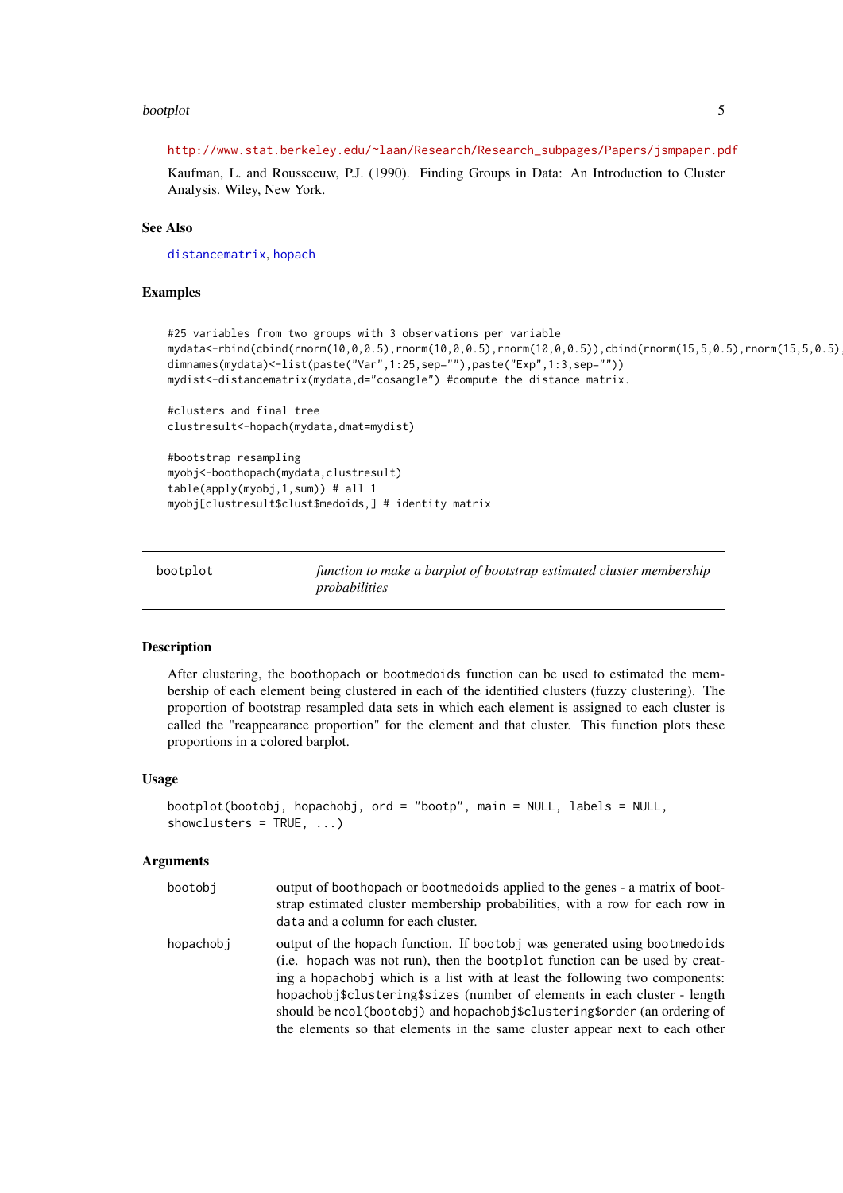http://www.stat.berkeley.edu/~laan/Research/Research_subpages/Papers/jsmpaper.pdf

Kaufman, L. and Rousseeuw, P.J. (1990). Finding Groups in Data: An Introduction to Cluster Analysis. Wiley, New York.

### See Also

distancematrix, hopach

### Examples

```
#25 variables from two groups with 3 observations per variable
mydata<-rbind(cbind(rnorm(10,0,0.5),rnorm(10,0,0.5),rnorm(10,0,0.5)),cbind(rnorm(15,5,0.5),rnorm(15,5,0.5)
dimnames(mydata)<-list(paste("Var",1:25,sep=""),paste("Exp",1:3,sep=""))
mydist<-distancematrix(mydata,d="cosangle") #compute the distance matrix.

#clusters and final tree
clustresult<-hopach(mydata,dmat=mydist)

#bootstrap resampling
myobj<-boothopach(mydata,clustresult)
table(apply(myobj,1,sum)) # all 1
myobj[clustresult$clust$medoids,] # identity matrix
```

---

## bootplot — *function to make a barplot of bootstrap estimated cluster membership probabilities*

---

### Description

After clustering, the boothopach or bootmedoids function can be used to estimated the membership of each element being clustered in each of the identified clusters (fuzzy clustering). The proportion of bootstrap resampled data sets in which each element is assigned to each cluster is called the "reappearance proportion" for the element and that cluster. This function plots these proportions in a colored barplot.

### Usage

```
bootplot(bootobj, hopachobj, ord = "bootp", main = NULL, labels = NULL,
showclusters = TRUE, ...)
```

### Arguments

| | |
|---|---|
| bootobj | output of boothopach or bootmedoids applied to the genes - a matrix of bootstrap estimated cluster membership probabilities, with a row for each row in data and a column for each cluster. |
| hopachobj | output of the hopach function. If bootobj was generated using bootmedoids (i.e. hopach was not run), then the bootplot function can be used by creating a hopachobj which is a list with at least the following two components: hopachobj$clustering$sizes (number of elements in each cluster - length should be ncol(bootobj)) and hopachobj$clustering$order (an ordering of the elements so that elements in the same cluster appear next to each other |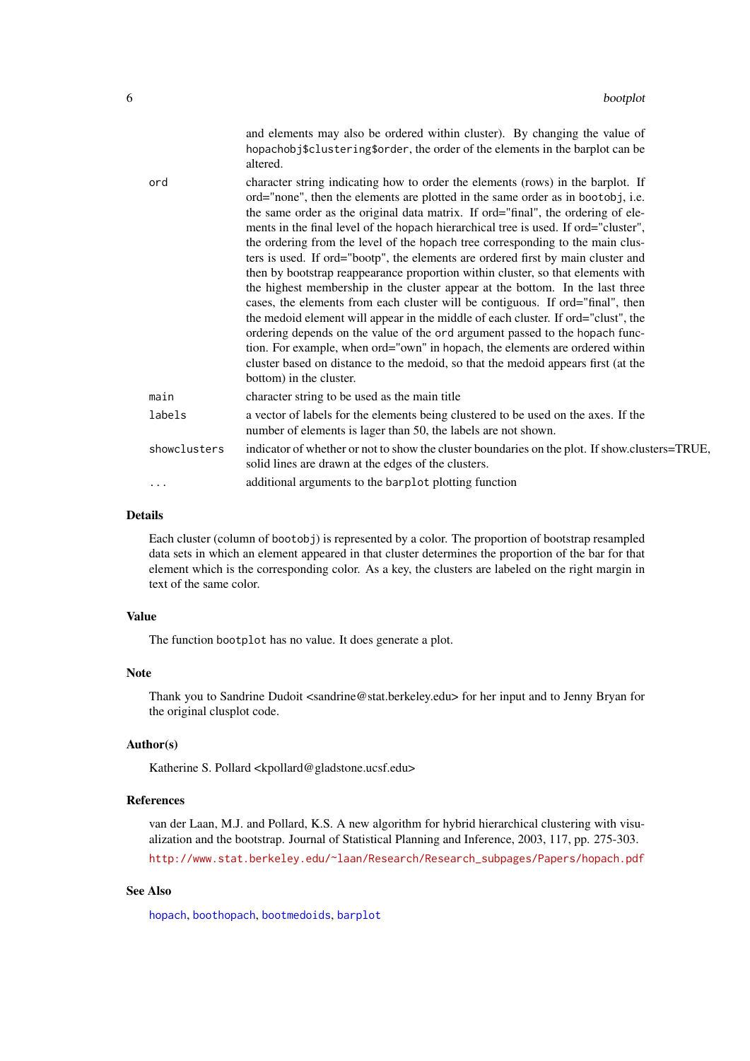and elements may also be ordered within cluster). By changing the value of `hopachobj$clustering$order`, the order of the elements in the barplot can be altered.

`ord`
: character string indicating how to order the elements (rows) in the barplot. If ord="none", then the elements are plotted in the same order as in `bootobj`, i.e. the same order as the original data matrix. If ord="final", the ordering of elements in the final level of the `hopach` hierarchical tree is used. If ord="cluster", the ordering from the level of the `hopach` tree corresponding to the main clusters is used. If ord="bootp", the elements are ordered first by main cluster and then by bootstrap reappearance proportion within cluster, so that elements with the highest membership in the cluster appear at the bottom. In the last three cases, the elements from each cluster will be contiguous. If ord="final", then the medoid element will appear in the middle of each cluster. If ord="clust", the ordering depends on the value of the `ord` argument passed to the `hopach` function. For example, when ord="own" in `hopach`, the elements are ordered within cluster based on distance to the medoid, so that the medoid appears first (at the bottom) in the cluster.

`main`
: character string to be used as the main title

`labels`
: a vector of labels for the elements being clustered to be used on the axes. If the number of elements is lager than 50, the labels are not shown.

`showclusters`
: indicator of whether or not to show the cluster boundaries on the plot. If show.clusters=TRUE, solid lines are drawn at the edges of the clusters.

`...`
: additional arguments to the `barplot` plotting function

## Details

Each cluster (column of `bootobj`) is represented by a color. The proportion of bootstrap resampled data sets in which an element appeared in that cluster determines the proportion of the bar for that element which is the corresponding color. As a key, the clusters are labeled on the right margin in text of the same color.

## Value

The function `bootplot` has no value. It does generate a plot.

## Note

Thank you to Sandrine Dudoit <sandrine@stat.berkeley.edu> for her input and to Jenny Bryan for the original clusplot code.

## Author(s)

Katherine S. Pollard <kpollard@gladstone.ucsf.edu>

## References

van der Laan, M.J. and Pollard, K.S. A new algorithm for hybrid hierarchical clustering with visualization and the bootstrap. Journal of Statistical Planning and Inference, 2003, 117, pp. 275-303.

http://www.stat.berkeley.edu/~laan/Research/Research_subpages/Papers/hopach.pdf

## See Also

`hopach`, `boothopach`, `bootmedoids`, `barplot`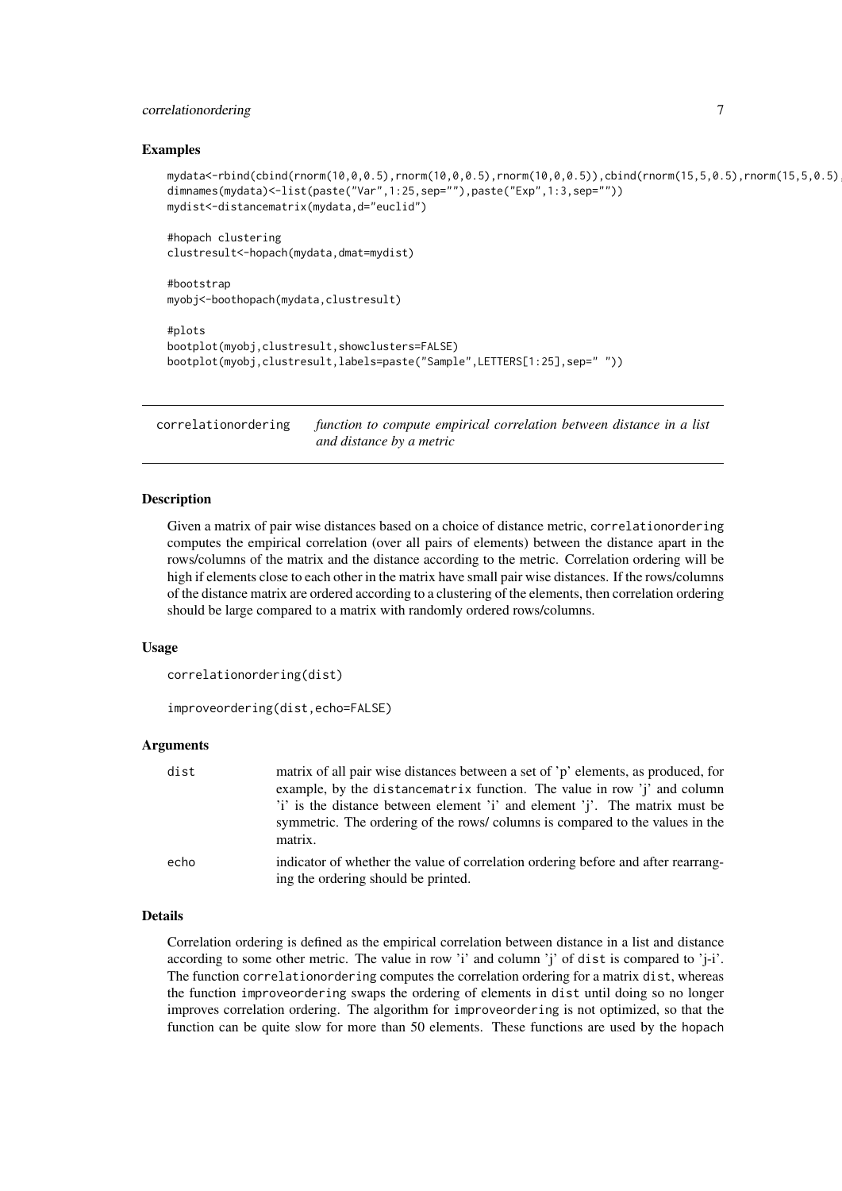### Examples

```
mydata<-rbind(cbind(rnorm(10,0,0.5),rnorm(10,0,0.5),rnorm(10,0,0.5)),cbind(rnorm(15,5,0.5),rnorm(15,5,0.5),
dimnames(mydata)<-list(paste("Var",1:25,sep=""),paste("Exp",1:3,sep=""))
mydist<-distancematrix(mydata,d="euclid")

#hopach clustering
clustresult<-hopach(mydata,dmat=mydist)

#bootstrap
myobj<-boothopach(mydata,clustresult)

#plots
bootplot(myobj,clustresult,showclusters=FALSE)
bootplot(myobj,clustresult,labels=paste("Sample",LETTERS[1:25],sep=" "))
```

---

## correlationordering — *function to compute empirical correlation between distance in a list and distance by a metric*

---

### Description

Given a matrix of pair wise distances based on a choice of distance metric, `correlationordering` computes the empirical correlation (over all pairs of elements) between the distance apart in the rows/columns of the matrix and the distance according to the metric. Correlation ordering will be high if elements close to each other in the matrix have small pair wise distances. If the rows/columns of the distance matrix are ordered according to a clustering of the elements, then correlation ordering should be large compared to a matrix with randomly ordered rows/columns.

### Usage

```
correlationordering(dist)

improveordering(dist,echo=FALSE)
```

### Arguments

| | |
|---|---|
| `dist` | matrix of all pair wise distances between a set of 'p' elements, as produced, for example, by the `distancematrix` function. The value in row 'j' and column 'i' is the distance between element 'i' and element 'j'. The matrix must be symmetric. The ordering of the rows/ columns is compared to the values in the matrix. |
| `echo` | indicator of whether the value of correlation ordering before and after rearranging the ordering should be printed. |

### Details

Correlation ordering is defined as the empirical correlation between distance in a list and distance according to some other metric. The value in row 'i' and column 'j' of `dist` is compared to 'j-i'. The function `correlationordering` computes the correlation ordering for a matrix `dist`, whereas the function `improveordering` swaps the ordering of elements in `dist` until doing so no longer improves correlation ordering. The algorithm for `improveordering` is not optimized, so that the function can be quite slow for more than 50 elements. These functions are used by the `hopach`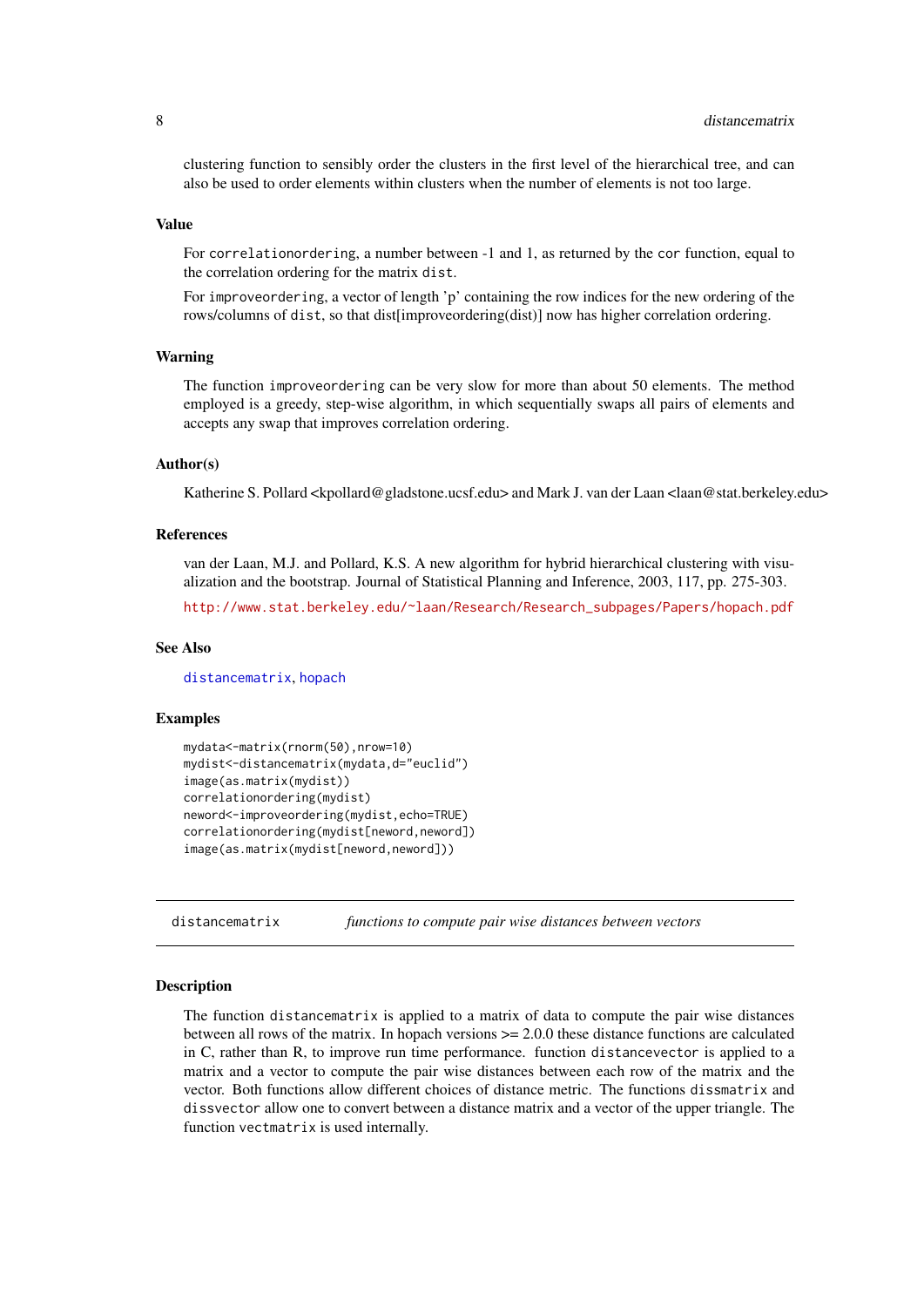clustering function to sensibly order the clusters in the first level of the hierarchical tree, and can also be used to order elements within clusters when the number of elements is not too large.

### Value

For `correlationordering`, a number between -1 and 1, as returned by the `cor` function, equal to the correlation ordering for the matrix `dist`.

For `improveordering`, a vector of length 'p' containing the row indices for the new ordering of the rows/columns of `dist`, so that dist[improveordering(dist)] now has higher correlation ordering.

### Warning

The function `improveordering` can be very slow for more than about 50 elements. The method employed is a greedy, step-wise algorithm, in which sequentially swaps all pairs of elements and accepts any swap that improves correlation ordering.

### Author(s)

Katherine S. Pollard <kpollard@gladstone.ucsf.edu> and Mark J. van der Laan <laan@stat.berkeley.edu>

### References

van der Laan, M.J. and Pollard, K.S. A new algorithm for hybrid hierarchical clustering with visualization and the bootstrap. Journal of Statistical Planning and Inference, 2003, 117, pp. 275-303.

http://www.stat.berkeley.edu/~laan/Research/Research_subpages/Papers/hopach.pdf

### See Also

`distancematrix`, `hopach`

### Examples

```
mydata<-matrix(rnorm(50),nrow=10)
mydist<-distancematrix(mydata,d="euclid")
image(as.matrix(mydist))
correlationordering(mydist)
neword<-improveordering(mydist,echo=TRUE)
correlationordering(mydist[neword,neword])
image(as.matrix(mydist[neword,neword]))
```

---

## distancematrix — *functions to compute pair wise distances between vectors*

---

### Description

The function `distancematrix` is applied to a matrix of data to compute the pair wise distances between all rows of the matrix. In hopach versions >= 2.0.0 these distance functions are calculated in C, rather than R, to improve run time performance. function `distancevector` is applied to a matrix and a vector to compute the pair wise distances between each row of the matrix and the vector. Both functions allow different choices of distance metric. The functions `dissmatrix` and `dissvector` allow one to convert between a distance matrix and a vector of the upper triangle. The function `vectmatrix` is used internally.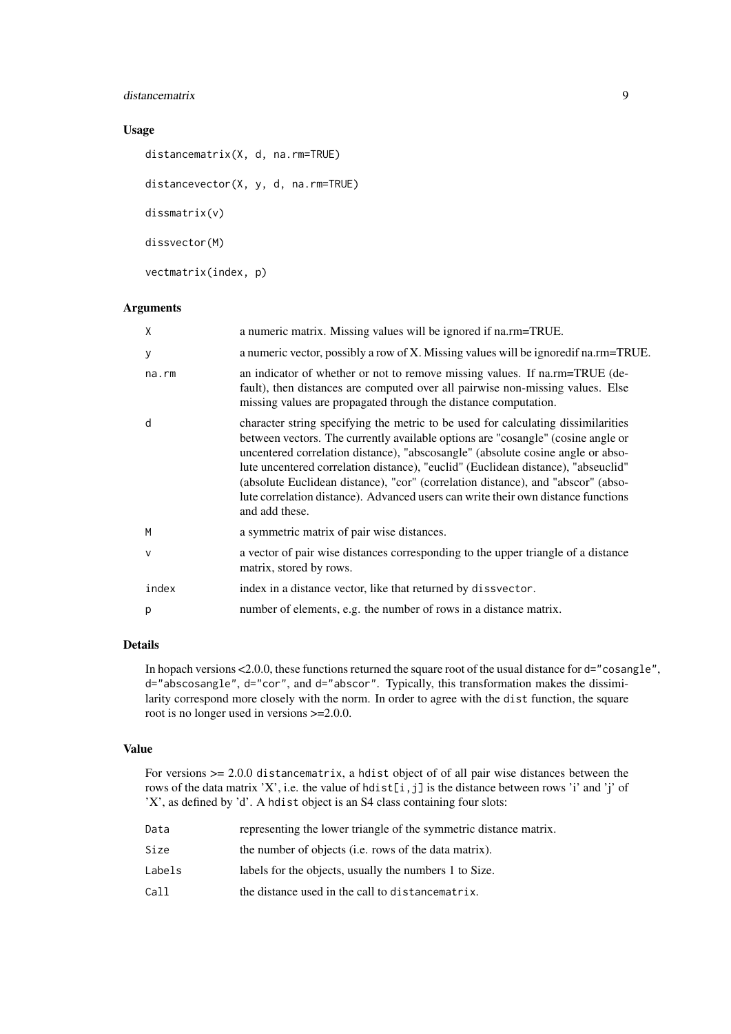### Usage

```
distancematrix(X, d, na.rm=TRUE)

distancevector(X, y, d, na.rm=TRUE)

dissmatrix(v)

dissvector(M)

vectmatrix(index, p)
```

### Arguments

| | |
|---|---|
| `X` | a numeric matrix. Missing values will be ignored if na.rm=TRUE. |
| `y` | a numeric vector, possibly a row of X. Missing values will be ignoredif na.rm=TRUE. |
| `na.rm` | an indicator of whether or not to remove missing values. If na.rm=TRUE (default), then distances are computed over all pairwise non-missing values. Else missing values are propagated through the distance computation. |
| `d` | character string specifying the metric to be used for calculating dissimilarities between vectors. The currently available options are "cosangle" (cosine angle or uncentered correlation distance), "abscosangle" (absolute cosine angle or absolute uncentered correlation distance), "euclid" (Euclidean distance), "abseuclid" (absolute Euclidean distance), "cor" (correlation distance), and "abscor" (absolute correlation distance). Advanced users can write their own distance functions and add these. |
| `M` | a symmetric matrix of pair wise distances. |
| `v` | a vector of pair wise distances corresponding to the upper triangle of a distance matrix, stored by rows. |
| `index` | index in a distance vector, like that returned by `dissvector`. |
| `p` | number of elements, e.g. the number of rows in a distance matrix. |

### Details

In hopach versions <2.0.0, these functions returned the square root of the usual distance for `d="cosangle"`, `d="abscosangle"`, `d="cor"`, and `d="abscor"`. Typically, this transformation makes the dissimilarity correspond more closely with the norm. In order to agree with the `dist` function, the square root is no longer used in versions >=2.0.0.

### Value

For versions >= 2.0.0 `distancematrix`, a `hdist` object of of all pair wise distances between the rows of the data matrix 'X', i.e. the value of `hdist[i,j]` is the distance between rows 'i' and 'j' of 'X', as defined by 'd'. A `hdist` object is an S4 class containing four slots:

| | |
|---|---|
| `Data` | representing the lower triangle of the symmetric distance matrix. |
| `Size` | the number of objects (i.e. rows of the data matrix). |
| `Labels` | labels for the objects, usually the numbers 1 to Size. |
| `Call` | the distance used in the call to `distancematrix`. |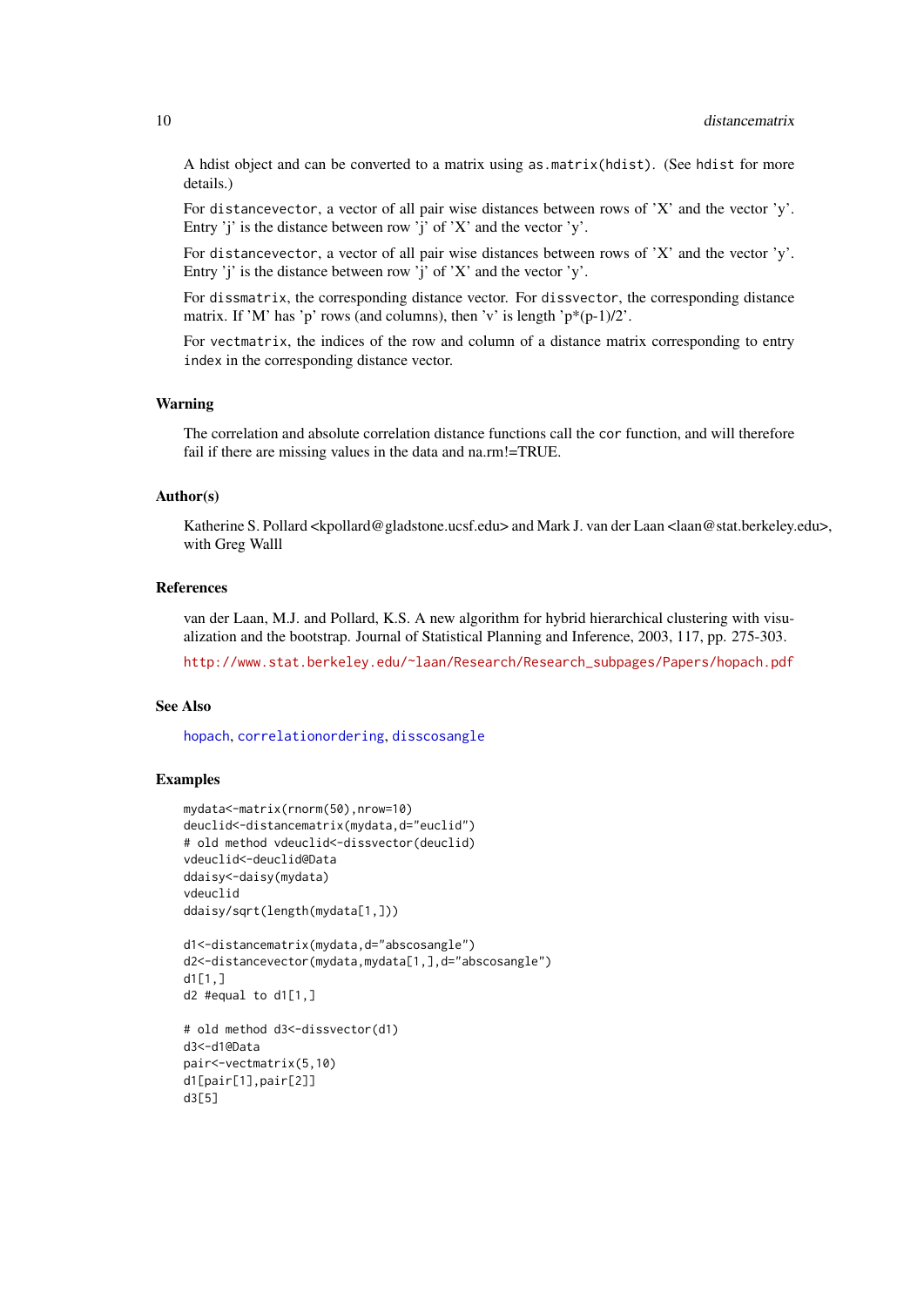A hdist object and can be converted to a matrix using `as.matrix(hdist)`. (See `hdist` for more details.)

For `distancevector`, a vector of all pair wise distances between rows of 'X' and the vector 'y'. Entry 'j' is the distance between row 'j' of 'X' and the vector 'y'.

For `distancevector`, a vector of all pair wise distances between rows of 'X' and the vector 'y'. Entry 'j' is the distance between row 'j' of 'X' and the vector 'y'.

For `dissmatrix`, the corresponding distance vector. For `dissvector`, the corresponding distance matrix. If 'M' has 'p' rows (and columns), then 'v' is length 'p*(p-1)/2'.

For `vectmatrix`, the indices of the row and column of a distance matrix corresponding to entry `index` in the corresponding distance vector.

## Warning

The correlation and absolute correlation distance functions call the `cor` function, and will therefore fail if there are missing values in the data and na.rm!=TRUE.

## Author(s)

Katherine S. Pollard <kpollard@gladstone.ucsf.edu> and Mark J. van der Laan <laan@stat.berkeley.edu>, with Greg Walll

## References

van der Laan, M.J. and Pollard, K.S. A new algorithm for hybrid hierarchical clustering with visualization and the bootstrap. Journal of Statistical Planning and Inference, 2003, 117, pp. 275-303.

http://www.stat.berkeley.edu/~laan/Research/Research_subpages/Papers/hopach.pdf

## See Also

`hopach`, `correlationordering`, `disscosangle`

## Examples

```
mydata<-matrix(rnorm(50),nrow=10)
deuclid<-distancematrix(mydata,d="euclid")
# old method vdeuclid<-dissvector(deuclid)
vdeuclid<-deuclid@Data
ddaisy<-daisy(mydata)
vdeuclid
ddaisy/sqrt(length(mydata[1,]))

d1<-distancematrix(mydata,d="abscosangle")
d2<-distancevector(mydata,mydata[1,],d="abscosangle")
d1[1,]
d2 #equal to d1[1,]

# old method d3<-dissvector(d1)
d3<-d1@Data
pair<-vectmatrix(5,10)
d1[pair[1],pair[2]]
d3[5]
```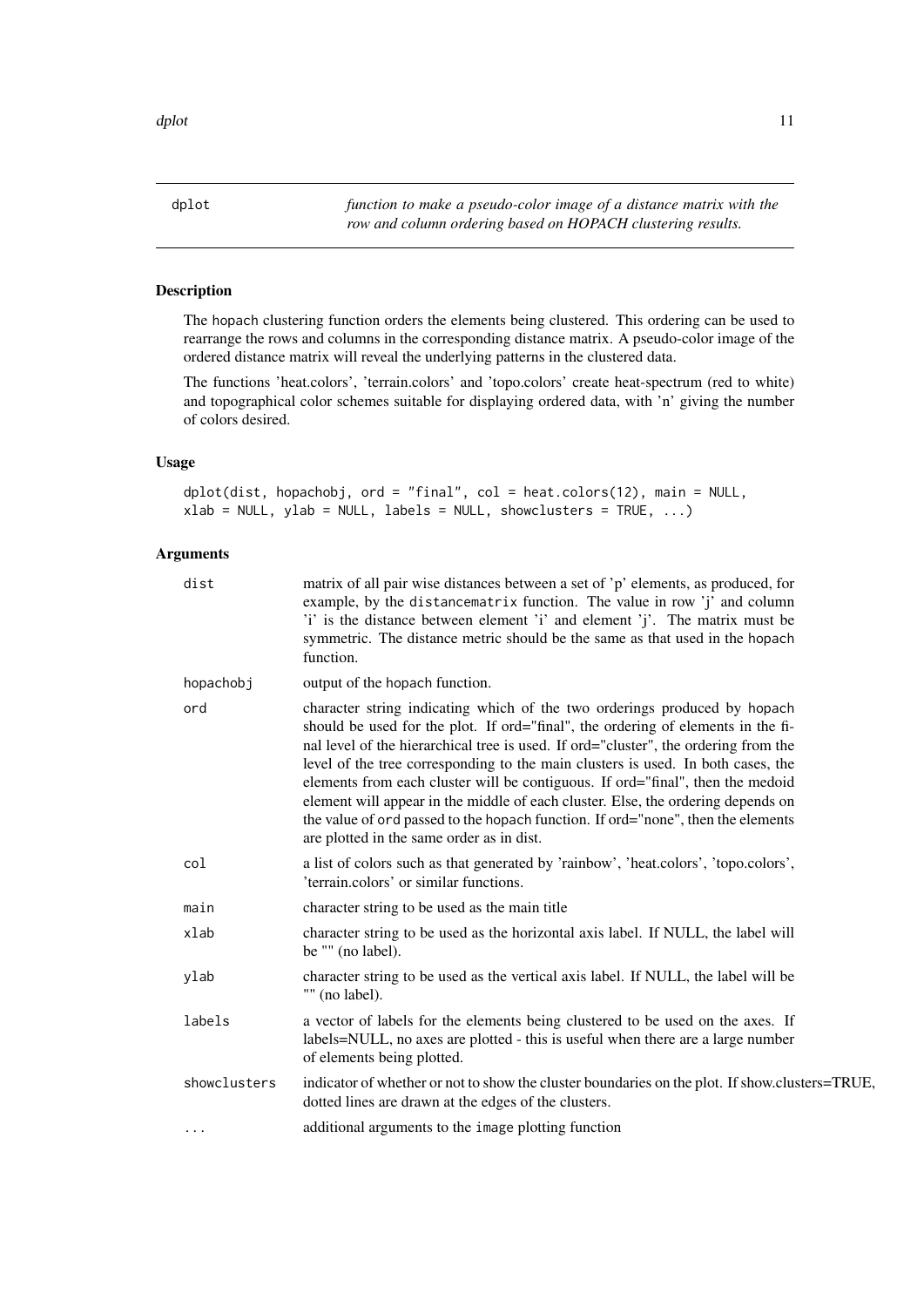dplot *function to make a pseudo-color image of a distance matrix with the row and column ordering based on HOPACH clustering results.*

## Description

The hopach clustering function orders the elements being clustered. This ordering can be used to rearrange the rows and columns in the corresponding distance matrix. A pseudo-color image of the ordered distance matrix will reveal the underlying patterns in the clustered data.

The functions 'heat.colors', 'terrain.colors' and 'topo.colors' create heat-spectrum (red to white) and topographical color schemes suitable for displaying ordered data, with 'n' giving the number of colors desired.

## Usage

```
dplot(dist, hopachobj, ord = "final", col = heat.colors(12), main = NULL,
xlab = NULL, ylab = NULL, labels = NULL, showclusters = TRUE, ...)
```

## Arguments

| | |
|---|---|
| dist | matrix of all pair wise distances between a set of 'p' elements, as produced, for example, by the distancematrix function. The value in row 'j' and column 'i' is the distance between element 'i' and element 'j'. The matrix must be symmetric. The distance metric should be the same as that used in the hopach function. |
| hopachobj | output of the hopach function. |
| ord | character string indicating which of the two orderings produced by hopach should be used for the plot. If ord="final", the ordering of elements in the final level of the hierarchical tree is used. If ord="cluster", the ordering from the level of the tree corresponding to the main clusters is used. In both cases, the elements from each cluster will be contiguous. If ord="final", then the medoid element will appear in the middle of each cluster. Else, the ordering depends on the value of ord passed to the hopach function. If ord="none", then the elements are plotted in the same order as in dist. |
| col | a list of colors such as that generated by 'rainbow', 'heat.colors', 'topo.colors', 'terrain.colors' or similar functions. |
| main | character string to be used as the main title |
| xlab | character string to be used as the horizontal axis label. If NULL, the label will be "" (no label). |
| ylab | character string to be used as the vertical axis label. If NULL, the label will be "" (no label). |
| labels | a vector of labels for the elements being clustered to be used on the axes. If labels=NULL, no axes are plotted - this is useful when there are a large number of elements being plotted. |
| showclusters | indicator of whether or not to show the cluster boundaries on the plot. If show.clusters=TRUE, dotted lines are drawn at the edges of the clusters. |
| ... | additional arguments to the image plotting function |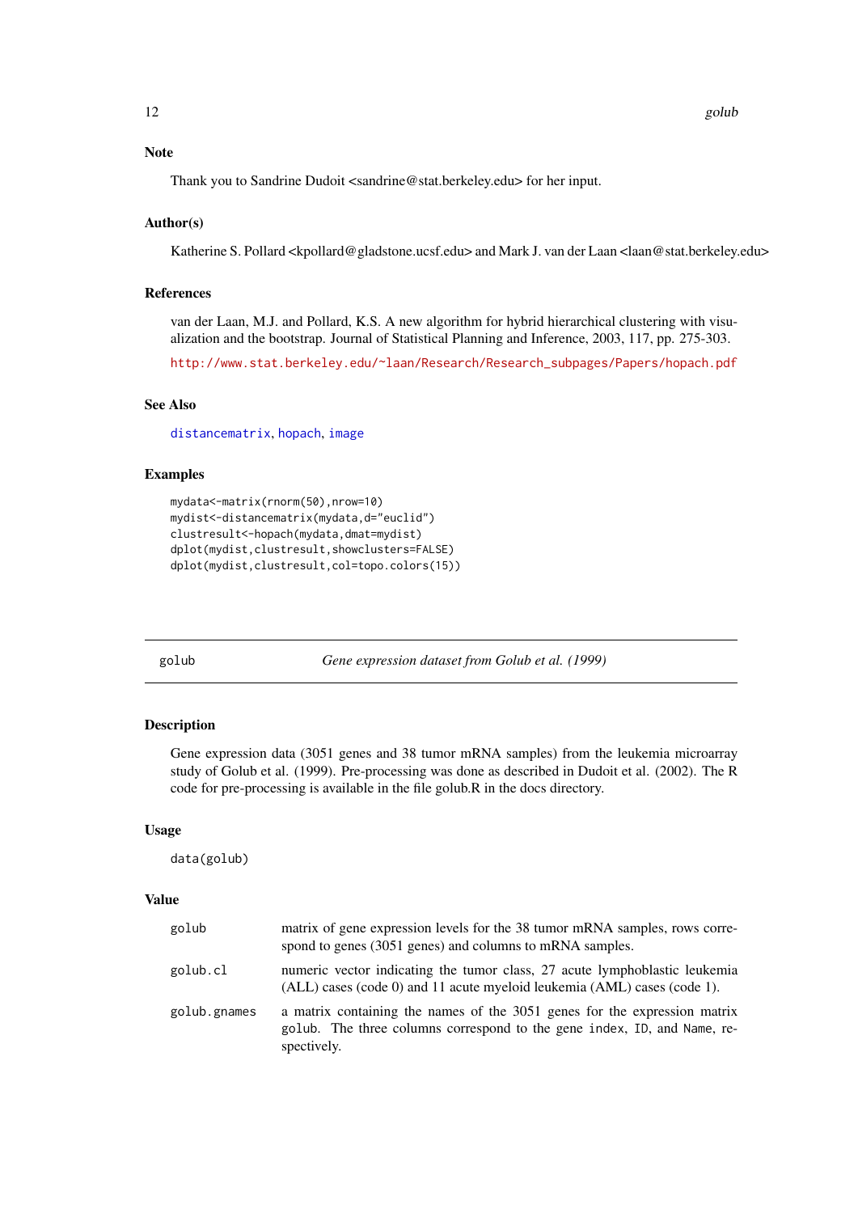### Note

Thank you to Sandrine Dudoit <sandrine@stat.berkeley.edu> for her input.

### Author(s)

Katherine S. Pollard <kpollard@gladstone.ucsf.edu> and Mark J. van der Laan <laan@stat.berkeley.edu>

### References

van der Laan, M.J. and Pollard, K.S. A new algorithm for hybrid hierarchical clustering with visualization and the bootstrap. Journal of Statistical Planning and Inference, 2003, 117, pp. 275-303.

http://www.stat.berkeley.edu/~laan/Research/Research_subpages/Papers/hopach.pdf

### See Also

distancematrix, hopach, image

### Examples

```
mydata<-matrix(rnorm(50),nrow=10)
mydist<-distancematrix(mydata,d="euclid")
clustresult<-hopach(mydata,dmat=mydist)
dplot(mydist,clustresult,showclusters=FALSE)
dplot(mydist,clustresult,col=topo.colors(15))
```

---

## golub — *Gene expression dataset from Golub et al. (1999)*

### Description

Gene expression data (3051 genes and 38 tumor mRNA samples) from the leukemia microarray study of Golub et al. (1999). Pre-processing was done as described in Dudoit et al. (2002). The R code for pre-processing is available in the file golub.R in the docs directory.

### Usage

```
data(golub)
```

### Value

| | |
|---|---|
| `golub` | matrix of gene expression levels for the 38 tumor mRNA samples, rows correspond to genes (3051 genes) and columns to mRNA samples. |
| `golub.cl` | numeric vector indicating the tumor class, 27 acute lymphoblastic leukemia (ALL) cases (code 0) and 11 acute myeloid leukemia (AML) cases (code 1). |
| `golub.gnames` | a matrix containing the names of the 3051 genes for the expression matrix `golub`. The three columns correspond to the gene `index`, `ID`, and `Name`, respectively. |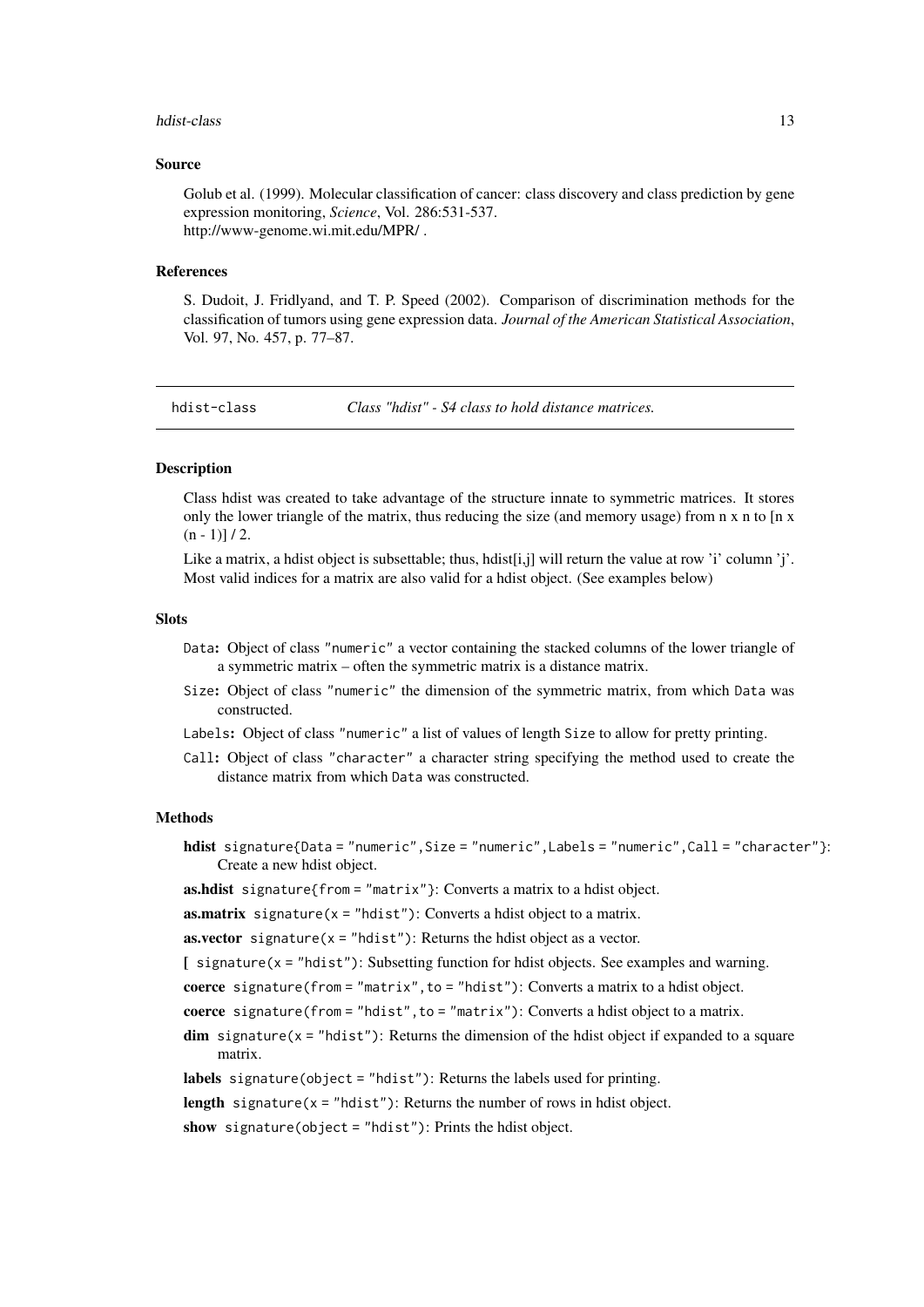### Source

Golub et al. (1999). Molecular classification of cancer: class discovery and class prediction by gene expression monitoring, *Science*, Vol. 286:531-537.
http://www-genome.wi.mit.edu/MPR/ .

### References

S. Dudoit, J. Fridlyand, and T. P. Speed (2002). Comparison of discrimination methods for the classification of tumors using gene expression data. *Journal of the American Statistical Association*, Vol. 97, No. 457, p. 77–87.

---

## hdist-class — *Class "hdist" - S4 class to hold distance matrices.*

---

### Description

Class hdist was created to take advantage of the structure innate to symmetric matrices. It stores only the lower triangle of the matrix, thus reducing the size (and memory usage) from n x n to [n x (n - 1)] / 2.

Like a matrix, a hdist object is subsettable; thus, hdist[i,j] will return the value at row 'i' column 'j'. Most valid indices for a matrix are also valid for a hdist object. (See examples below)

### Slots

- `Data`**:** Object of class `"numeric"` a vector containing the stacked columns of the lower triangle of a symmetric matrix – often the symmetric matrix is a distance matrix.
- `Size`**:** Object of class `"numeric"` the dimension of the symmetric matrix, from which `Data` was constructed.
- `Labels`**:** Object of class `"numeric"` a list of values of length `Size` to allow for pretty printing.
- `Call`**:** Object of class `"character"` a character string specifying the method used to create the distance matrix from which `Data` was constructed.

### Methods

- **hdist** `signature{Data = "numeric",Size = "numeric",Labels = "numeric",Call = "character"}`: Create a new hdist object.
- **as.hdist** `signature{from = "matrix"}`: Converts a matrix to a hdist object.
- **as.matrix** `signature(x = "hdist")`: Converts a hdist object to a matrix.
- **as.vector** `signature(x = "hdist")`: Returns the hdist object as a vector.
- **[** `signature(x = "hdist")`: Subsetting function for hdist objects. See examples and warning.
- **coerce** `signature(from = "matrix",to = "hdist")`: Converts a matrix to a hdist object.
- **coerce** `signature(from = "hdist",to = "matrix")`: Converts a hdist object to a matrix.
- **dim** `signature(x = "hdist")`: Returns the dimension of the hdist object if expanded to a square matrix.
- **labels** `signature(object = "hdist")`: Returns the labels used for printing.
- **length** `signature(x = "hdist")`: Returns the number of rows in hdist object.
- **show** `signature(object = "hdist")`: Prints the hdist object.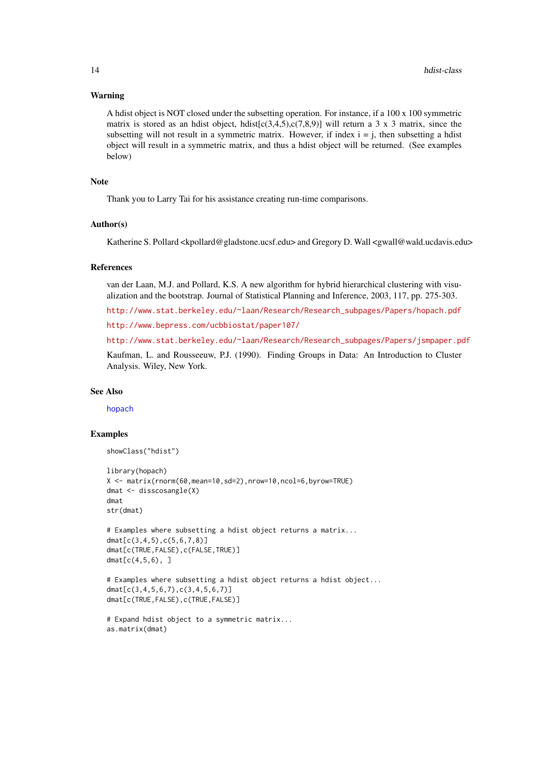## Warning

A hdist object is NOT closed under the subsetting operation. For instance, if a 100 x 100 symmetric matrix is stored as an hdist object, hdist[c(3,4,5),c(7,8,9)] will return a 3 x 3 matrix, since the subsetting will not result in a symmetric matrix. However, if index i = j, then subsetting a hdist object will result in a symmetric matrix, and thus a hdist object will be returned. (See examples below)

## Note

Thank you to Larry Tai for his assistance creating run-time comparisons.

## Author(s)

Katherine S. Pollard <kpollard@gladstone.ucsf.edu> and Gregory D. Wall <gwall@wald.ucdavis.edu>

## References

van der Laan, M.J. and Pollard, K.S. A new algorithm for hybrid hierarchical clustering with visualization and the bootstrap. Journal of Statistical Planning and Inference, 2003, 117, pp. 275-303.

http://www.stat.berkeley.edu/~laan/Research/Research_subpages/Papers/hopach.pdf

http://www.bepress.com/ucbbiostat/paper107/

http://www.stat.berkeley.edu/~laan/Research/Research_subpages/Papers/jsmpaper.pdf

Kaufman, L. and Rousseeuw, P.J. (1990). Finding Groups in Data: An Introduction to Cluster Analysis. Wiley, New York.

## See Also

hopach

## Examples

```
showClass("hdist")

library(hopach)
X <- matrix(rnorm(60,mean=10,sd=2),nrow=10,ncol=6,byrow=TRUE)
dmat <- disscosangle(X)
dmat
str(dmat)

# Examples where subsetting a hdist object returns a matrix...
dmat[c(3,4,5),c(5,6,7,8)]
dmat[c(TRUE,FALSE),c(FALSE,TRUE)]
dmat[c(4,5,6), ]

# Examples where subsetting a hdist object returns a hdist object...
dmat[c(3,4,5,6,7),c(3,4,5,6,7)]
dmat[c(TRUE,FALSE),c(TRUE,FALSE)]

# Expand hdist object to a symmetric matrix...
as.matrix(dmat)
```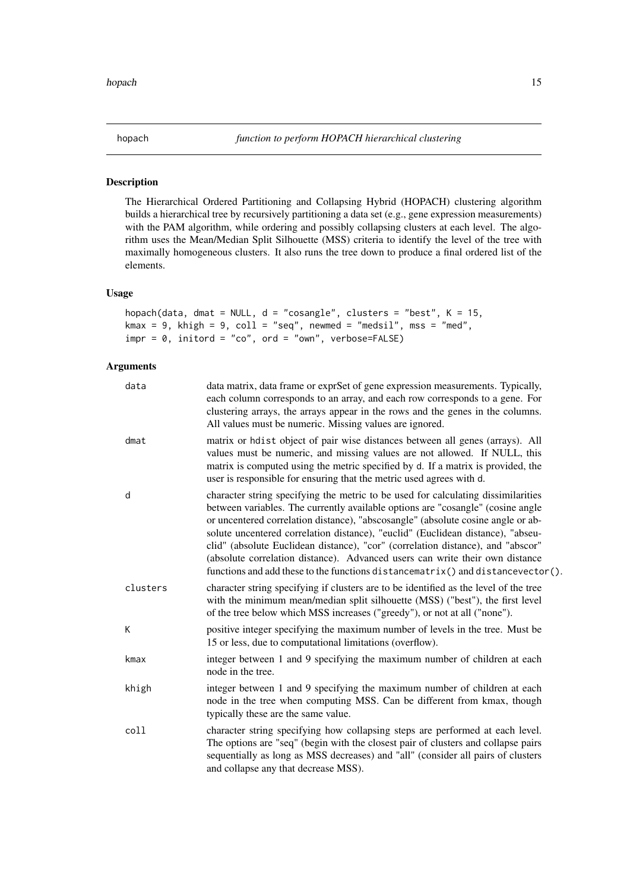## hopach — *function to perform HOPACH hierarchical clustering*

### Description

The Hierarchical Ordered Partitioning and Collapsing Hybrid (HOPACH) clustering algorithm builds a hierarchical tree by recursively partitioning a data set (e.g., gene expression measurements) with the PAM algorithm, while ordering and possibly collapsing clusters at each level. The algorithm uses the Mean/Median Split Silhouette (MSS) criteria to identify the level of the tree with maximally homogeneous clusters. It also runs the tree down to produce a final ordered list of the elements.

### Usage

```
hopach(data, dmat = NULL, d = "cosangle", clusters = "best", K = 15,
kmax = 9, khigh = 9, coll = "seq", newmed = "medsil", mss = "med",
impr = 0, initord = "co", ord = "own", verbose=FALSE)
```

### Arguments

| | |
|---|---|
| `data` | data matrix, data frame or exprSet of gene expression measurements. Typically, each column corresponds to an array, and each row corresponds to a gene. For clustering arrays, the arrays appear in the rows and the genes in the columns. All values must be numeric. Missing values are ignored. |
| `dmat` | matrix or `hdist` object of pair wise distances between all genes (arrays). All values must be numeric, and missing values are not allowed. If NULL, this matrix is computed using the metric specified by d. If a matrix is provided, the user is responsible for ensuring that the metric used agrees with d. |
| `d` | character string specifying the metric to be used for calculating dissimilarities between variables. The currently available options are "cosangle" (cosine angle or uncentered correlation distance), "abscosangle" (absolute cosine angle or absolute uncentered correlation distance), "euclid" (Euclidean distance), "abseuclid" (absolute Euclidean distance), "cor" (correlation distance), and "abscor" (absolute correlation distance). Advanced users can write their own distance functions and add these to the functions `distancematrix()` and `distancevector()`. |
| `clusters` | character string specifying if clusters are to be identified as the level of the tree with the minimum mean/median split silhouette (MSS) ("best"), the first level of the tree below which MSS increases ("greedy"), or not at all ("none"). |
| `K` | positive integer specifying the maximum number of levels in the tree. Must be 15 or less, due to computational limitations (overflow). |
| `kmax` | integer between 1 and 9 specifying the maximum number of children at each node in the tree. |
| `khigh` | integer between 1 and 9 specifying the maximum number of children at each node in the tree when computing MSS. Can be different from kmax, though typically these are the same value. |
| `coll` | character string specifying how collapsing steps are performed at each level. The options are "seq" (begin with the closest pair of clusters and collapse pairs sequentially as long as MSS decreases) and "all" (consider all pairs of clusters and collapse any that decrease MSS). |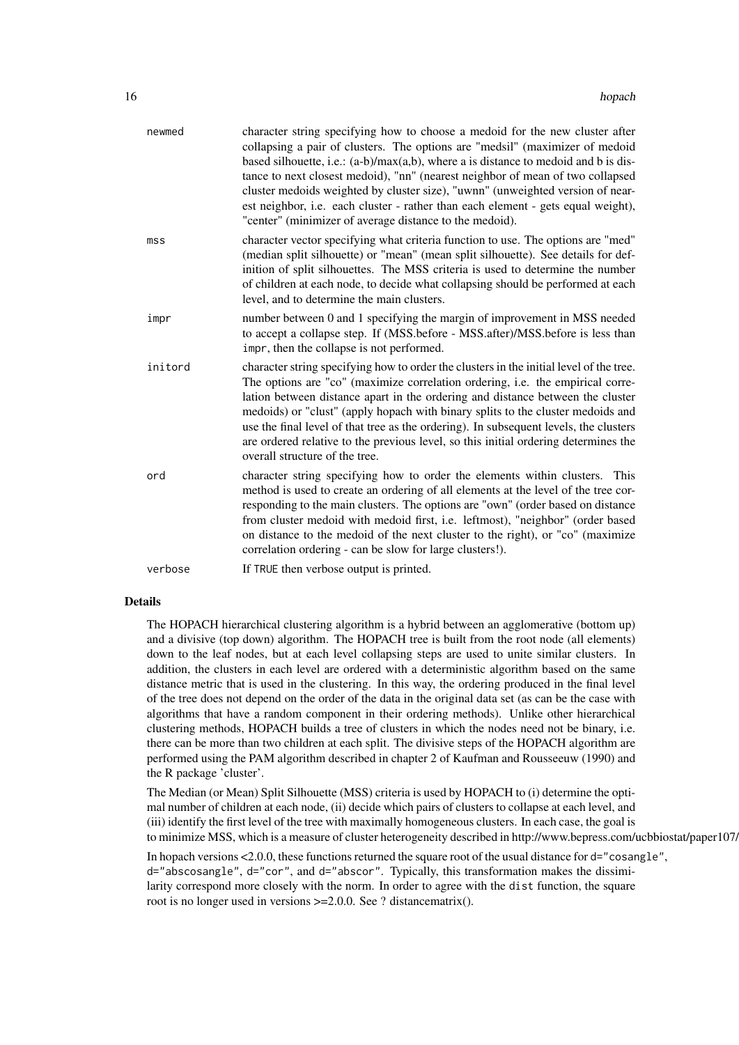newmed
: character string specifying how to choose a medoid for the new cluster after collapsing a pair of clusters. The options are "medsil" (maximizer of medoid based silhouette, i.e.: (a-b)/max(a,b), where a is distance to medoid and b is distance to next closest medoid), "nn" (nearest neighbor of mean of two collapsed cluster medoids weighted by cluster size), "uwnn" (unweighted version of nearest neighbor, i.e. each cluster - rather than each element - gets equal weight), "center" (minimizer of average distance to the medoid).

mss
: character vector specifying what criteria function to use. The options are "med" (median split silhouette) or "mean" (mean split silhouette). See details for definition of split silhouettes. The MSS criteria is used to determine the number of children at each node, to decide what collapsing should be performed at each level, and to determine the main clusters.

impr
: number between 0 and 1 specifying the margin of improvement in MSS needed to accept a collapse step. If (MSS.before - MSS.after)/MSS.before is less than `impr`, then the collapse is not performed.

initord
: character string specifying how to order the clusters in the initial level of the tree. The options are "co" (maximize correlation ordering, i.e. the empirical correlation between distance apart in the ordering and distance between the cluster medoids) or "clust" (apply hopach with binary splits to the cluster medoids and use the final level of that tree as the ordering). In subsequent levels, the clusters are ordered relative to the previous level, so this initial ordering determines the overall structure of the tree.

ord
: character string specifying how to order the elements within clusters. This method is used to create an ordering of all elements at the level of the tree corresponding to the main clusters. The options are "own" (order based on distance from cluster medoid with medoid first, i.e. leftmost), "neighbor" (order based on distance to the medoid of the next cluster to the right), or "co" (maximize correlation ordering - can be slow for large clusters!).

verbose
: If `TRUE` then verbose output is printed.

## Details

The HOPACH hierarchical clustering algorithm is a hybrid between an agglomerative (bottom up) and a divisive (top down) algorithm. The HOPACH tree is built from the root node (all elements) down to the leaf nodes, but at each level collapsing steps are used to unite similar clusters. In addition, the clusters in each level are ordered with a deterministic algorithm based on the same distance metric that is used in the clustering. In this way, the ordering produced in the final level of the tree does not depend on the order of the data in the original data set (as can be the case with algorithms that have a random component in their ordering methods). Unlike other hierarchical clustering methods, HOPACH builds a tree of clusters in which the nodes need not be binary, i.e. there can be more than two children at each split. The divisive steps of the HOPACH algorithm are performed using the PAM algorithm described in chapter 2 of Kaufman and Rousseeuw (1990) and the R package 'cluster'.

The Median (or Mean) Split Silhouette (MSS) criteria is used by HOPACH to (i) determine the optimal number of children at each node, (ii) decide which pairs of clusters to collapse at each level, and (iii) identify the first level of the tree with maximally homogeneous clusters. In each case, the goal is to minimize MSS, which is a measure of cluster heterogeneity described in http://www.bepress.com/ucbbiostat/paper107/

In hopach versions <2.0.0, these functions returned the square root of the usual distance for `d="cosangle"`, `d="abscosangle"`, `d="cor"`, and `d="abscor"`. Typically, this transformation makes the dissimilarity correspond more closely with the norm. In order to agree with the `dist` function, the square root is no longer used in versions >=2.0.0. See ? distancematrix().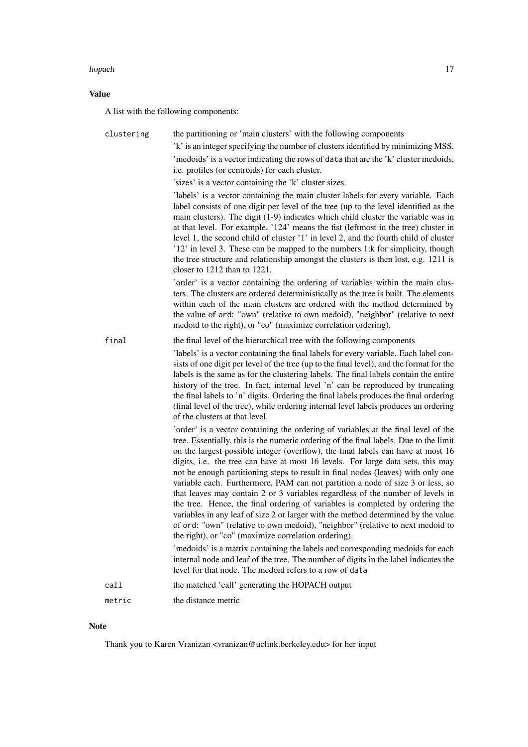### Value

A list with the following components:

**clustering** the partitioning or 'main clusters' with the following components

'k' is an integer specifying the number of clusters identified by minimizing MSS.

'medoids' is a vector indicating the rows of `data` that are the 'k' cluster medoids, i.e. profiles (or centroids) for each cluster.

'sizes' is a vector containing the 'k' cluster sizes.

'labels' is a vector containing the main cluster labels for every variable. Each label consists of one digit per level of the tree (up to the level identified as the main clusters). The digit (1-9) indicates which child cluster the variable was in at that level. For example, '124' means the fist (leftmost in the tree) cluster in level 1, the second child of cluster '1' in level 2, and the fourth child of cluster '12' in level 3. These can be mapped to the numbers 1:k for simplicity, though the tree structure and relationship amongst the clusters is then lost, e.g. 1211 is closer to 1212 than to 1221.

'order' is a vector containing the ordering of variables within the main clusters. The clusters are ordered deterministically as the tree is built. The elements within each of the main clusters are ordered with the method determined by the value of `ord`: "own" (relative to own medoid), "neighbor" (relative to next medoid to the right), or "co" (maximize correlation ordering).

**final** the final level of the hierarchical tree with the following components

'labels' is a vector containing the final labels for every variable. Each label consists of one digit per level of the tree (up to the final level), and the format for the labels is the same as for the clustering labels. The final labels contain the entire history of the tree. In fact, internal level 'n' can be reproduced by truncating the final labels to 'n' digits. Ordering the final labels produces the final ordering (final level of the tree), while ordering internal level labels produces an ordering of the clusters at that level.

'order' is a vector containing the ordering of variables at the final level of the tree. Essentially, this is the numeric ordering of the final labels. Due to the limit on the largest possible integer (overflow), the final labels can have at most 16 digits, i.e. the tree can have at most 16 levels. For large data sets, this may not be enough partitioning steps to result in final nodes (leaves) with only one variable each. Furthermore, PAM can not partition a node of size 3 or less, so that leaves may contain 2 or 3 variables regardless of the number of levels in the tree. Hence, the final ordering of variables is completed by ordering the variables in any leaf of size 2 or larger with the method determined by the value of `ord`: "own" (relative to own medoid), "neighbor" (relative to next medoid to the right), or "co" (maximize correlation ordering).

'medoids' is a matrix containing the labels and corresponding medoids for each internal node and leaf of the tree. The number of digits in the label indicates the level for that node. The medoid refers to a row of `data`

**call** the matched 'call' generating the HOPACH output

**metric** the distance metric

### Note

Thank you to Karen Vranizan <vranizan@uclink.berkeley.edu> for her input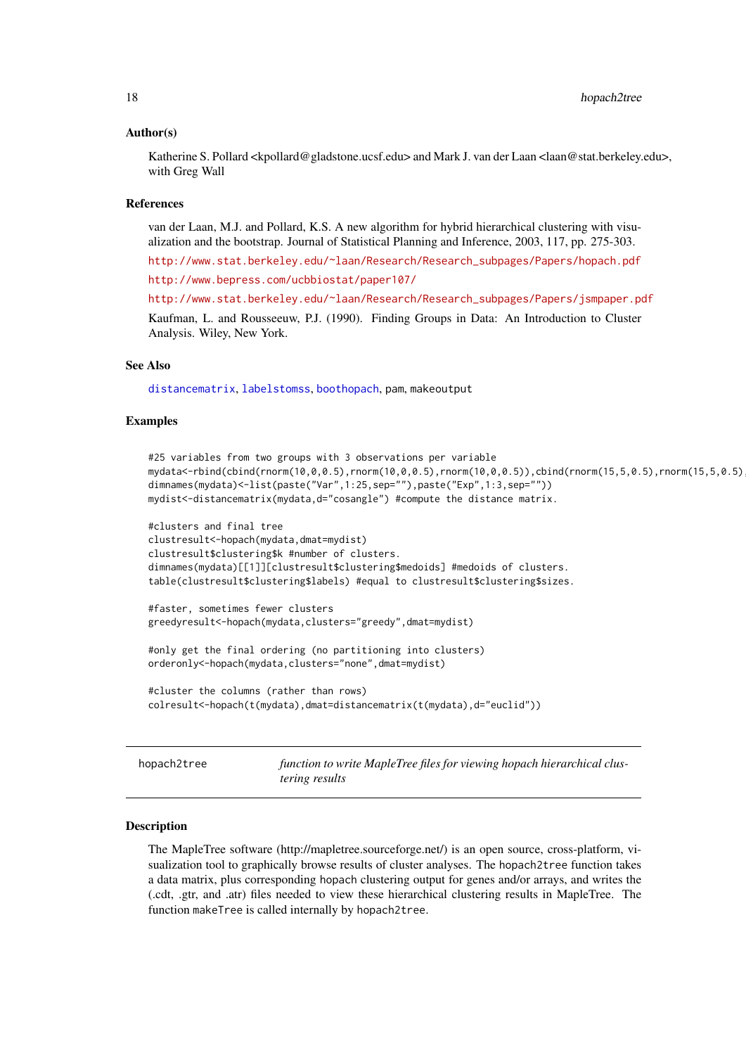### Author(s)

Katherine S. Pollard <kpollard@gladstone.ucsf.edu> and Mark J. van der Laan <laan@stat.berkeley.edu>, with Greg Wall

### References

van der Laan, M.J. and Pollard, K.S. A new algorithm for hybrid hierarchical clustering with visualization and the bootstrap. Journal of Statistical Planning and Inference, 2003, 117, pp. 275-303.

http://www.stat.berkeley.edu/~laan/Research/Research_subpages/Papers/hopach.pdf

http://www.bepress.com/ucbbiostat/paper107/

http://www.stat.berkeley.edu/~laan/Research/Research_subpages/Papers/jsmpaper.pdf

Kaufman, L. and Rousseeuw, P.J. (1990). Finding Groups in Data: An Introduction to Cluster Analysis. Wiley, New York.

### See Also

distancematrix, labelstomss, boothopach, pam, makeoutput

### Examples

```
#25 variables from two groups with 3 observations per variable
mydata<-rbind(cbind(rnorm(10,0,0.5),rnorm(10,0,0.5),rnorm(10,0,0.5)),cbind(rnorm(15,5,0.5),rnorm(15,5,0.5),
dimnames(mydata)<-list(paste("Var",1:25,sep=""),paste("Exp",1:3,sep=""))
mydist<-distancematrix(mydata,d="cosangle") #compute the distance matrix.

#clusters and final tree
clustresult<-hopach(mydata,dmat=mydist)
clustresult$clustering$k #number of clusters.
dimnames(mydata)[[1]][clustresult$clustering$medoids] #medoids of clusters.
table(clustresult$clustering$labels) #equal to clustresult$clustering$sizes.

#faster, sometimes fewer clusters
greedyresult<-hopach(mydata,clusters="greedy",dmat=mydist)

#only get the final ordering (no partitioning into clusters)
orderonly<-hopach(mydata,clusters="none",dmat=mydist)

#cluster the columns (rather than rows)
colresult<-hopach(t(mydata),dmat=distancematrix(t(mydata),d="euclid"))
```

---

## hopach2tree — *function to write MapleTree files for viewing hopach hierarchical clustering results*

---

### Description

The MapleTree software (http://mapletree.sourceforge.net/) is an open source, cross-platform, visualization tool to graphically browse results of cluster analyses. The hopach2tree function takes a data matrix, plus corresponding hopach clustering output for genes and/or arrays, and writes the (.cdt, .gtr, and .atr) files needed to view these hierarchical clustering results in MapleTree. The function makeTree is called internally by hopach2tree.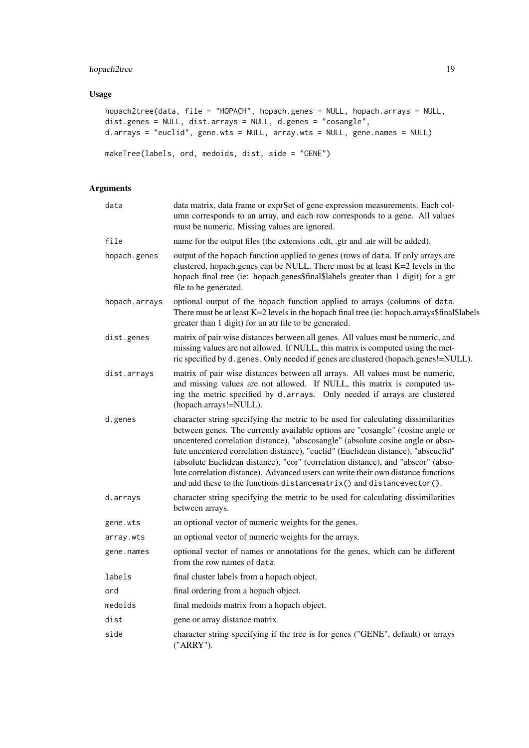## Usage

```
hopach2tree(data, file = "HOPACH", hopach.genes = NULL, hopach.arrays = NULL,
dist.genes = NULL, dist.arrays = NULL, d.genes = "cosangle",
d.arrays = "euclid", gene.wts = NULL, array.wts = NULL, gene.names = NULL)

makeTree(labels, ord, medoids, dist, side = "GENE")
```

## Arguments

| | |
|---|---|
| `data` | data matrix, data frame or exprSet of gene expression measurements. Each column corresponds to an array, and each row corresponds to a gene. All values must be numeric. Missing values are ignored. |
| `file` | name for the output files (the extensions .cdt, .gtr and .atr will be added). |
| `hopach.genes` | output of the hopach function applied to genes (rows of `data`. If only arrays are clustered, hopach.genes can be NULL. There must be at least K=2 levels in the hopach final tree (ie: hopach.genes$final$labels greater than 1 digit) for a gtr file to be generated. |
| `hopach.arrays` | optional output of the hopach function applied to arrays (columns of `data`. There must be at least K=2 levels in the hopach final tree (ie: hopach.arrays$final$labels greater than 1 digit) for an atr file to be generated. |
| `dist.genes` | matrix of pair wise distances between all genes. All values must be numeric, and missing values are not allowed. If NULL, this matrix is computed using the metric specified by `d.genes`. Only needed if genes are clustered (hopach.genes!=NULL). |
| `dist.arrays` | matrix of pair wise distances between all arrays. All values must be numeric, and missing values are not allowed. If NULL, this matrix is computed using the metric specified by `d.arrays`. Only needed if arrays are clustered (hopach.arrays!=NULL). |
| `d.genes` | character string specifying the metric to be used for calculating dissimilarities between genes. The currently available options are "cosangle" (cosine angle or uncentered correlation distance), "abscosangle" (absolute cosine angle or absolute uncentered correlation distance), "euclid" (Euclidean distance), "abseuclid" (absolute Euclidean distance), "cor" (correlation distance), and "abscor" (absolute correlation distance). Advanced users can write their own distance functions and add these to the functions `distancematrix()` and `distancevector()`. |
| `d.arrays` | character string specifying the metric to be used for calculating dissimilarities between arrays. |
| `gene.wts` | an optional vector of numeric weights for the genes. |
| `array.wts` | an optional vector of numeric weights for the arrays. |
| `gene.names` | optional vector of names or annotations for the genes, which can be different from the row names of `data`. |
| `labels` | final cluster labels from a hopach object. |
| `ord` | final ordering from a hopach object. |
| `medoids` | final medoids matrix from a hopach object. |
| `dist` | gene or array distance matrix. |
| `side` | character string specifying if the tree is for genes ("GENE", default) or arrays ("ARRY"). |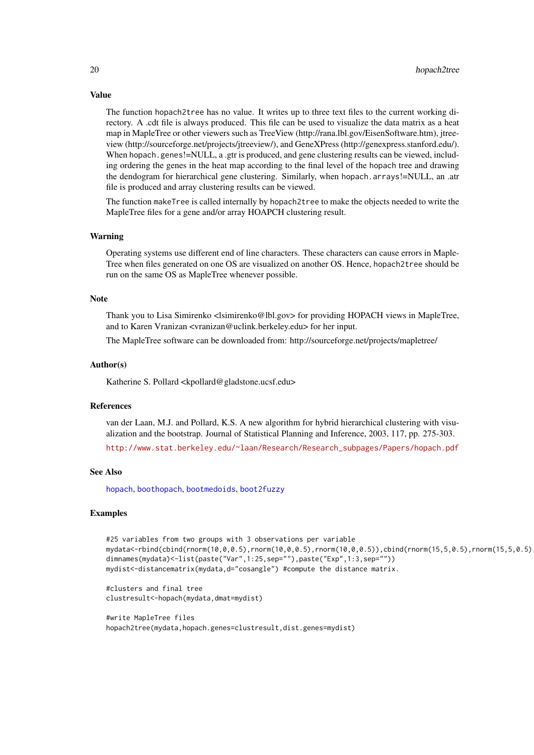## Value

The function hopach2tree has no value. It writes up to three text files to the current working directory. A .cdt file is always produced. This file can be used to visualize the data matrix as a heat map in MapleTree or other viewers such as TreeView (http://rana.lbl.gov/EisenSoftware.htm), jtreeview (http://sourceforge.net/projects/jtreeview/), and GeneXPress (http://genexpress.stanford.edu/). When hopach.genes!=NULL, a .gtr is produced, and gene clustering results can be viewed, including ordering the genes in the heat map according to the final level of the hopach tree and drawing the dendogram for hierarchical gene clustering. Similarly, when hopach.arrays!=NULL, an .atr file is produced and array clustering results can be viewed.

The function makeTree is called internally by hopach2tree to make the objects needed to write the MapleTree files for a gene and/or array HOAPCH clustering result.

## Warning

Operating systems use different end of line characters. These characters can cause errors in MapleTree when files generated on one OS are visualized on another OS. Hence, hopach2tree should be run on the same OS as MapleTree whenever possible.

## Note

Thank you to Lisa Simirenko <lsimirenko@lbl.gov> for providing HOPACH views in MapleTree, and to Karen Vranizan <vranizan@uclink.berkeley.edu> for her input.

The MapleTree software can be downloaded from: http://sourceforge.net/projects/mapletree/

## Author(s)

Katherine S. Pollard <kpollard@gladstone.ucsf.edu>

## References

van der Laan, M.J. and Pollard, K.S. A new algorithm for hybrid hierarchical clustering with visualization and the bootstrap. Journal of Statistical Planning and Inference, 2003, 117, pp. 275-303.

http://www.stat.berkeley.edu/~laan/Research/Research_subpages/Papers/hopach.pdf

## See Also

hopach, boothopach, bootmedoids, boot2fuzzy

## Examples

```
#25 variables from two groups with 3 observations per variable
mydata<-rbind(cbind(rnorm(10,0,0.5),rnorm(10,0,0.5),rnorm(10,0,0.5)),cbind(rnorm(15,5,0.5),rnorm(15,5,0.5),
dimnames(mydata)<-list(paste("Var",1:25,sep=""),paste("Exp",1:3,sep=""))
mydist<-distancematrix(mydata,d="cosangle") #compute the distance matrix.

#clusters and final tree
clustresult<-hopach(mydata,dmat=mydist)

#write MapleTree files
hopach2tree(mydata,hopach.genes=clustresult,dist.genes=mydist)
```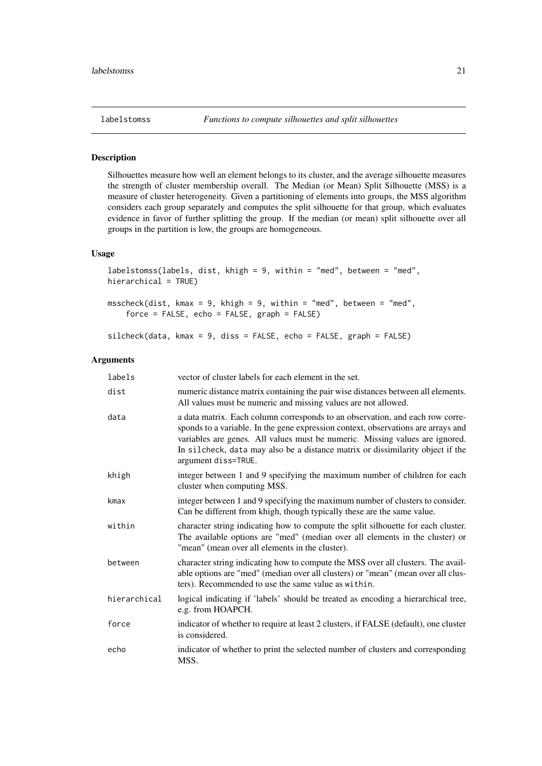## labelstomss — *Functions to compute silhouettes and split silhouettes*

### Description

Silhouettes measure how well an element belongs to its cluster, and the average silhouette measures the strength of cluster membership overall. The Median (or Mean) Split Silhouette (MSS) is a measure of cluster heterogeneity. Given a partitioning of elements into groups, the MSS algorithm considers each group separately and computes the split silhouette for that group, which evaluates evidence in favor of further splitting the group. If the median (or mean) split silhouette over all groups in the partition is low, the groups are homogeneous.

### Usage

```
labelstomss(labels, dist, khigh = 9, within = "med", between = "med",
hierarchical = TRUE)

msscheck(dist, kmax = 9, khigh = 9, within = "med", between = "med",
    force = FALSE, echo = FALSE, graph = FALSE)

silcheck(data, kmax = 9, diss = FALSE, echo = FALSE, graph = FALSE)
```

### Arguments

| | |
|---|---|
| `labels` | vector of cluster labels for each element in the set. |
| `dist` | numeric distance matrix containing the pair wise distances between all elements. All values must be numeric and missing values are not allowed. |
| `data` | a data matrix. Each column corresponds to an observation, and each row corresponds to a variable. In the gene expression context, observations are arrays and variables are genes. All values must be numeric. Missing values are ignored. In `silcheck`, `data` may also be a distance matrix or dissimilarity object if the argument `diss=TRUE`. |
| `khigh` | integer between 1 and 9 specifying the maximum number of children for each cluster when computing MSS. |
| `kmax` | integer between 1 and 9 specifying the maximum number of clusters to consider. Can be different from khigh, though typically these are the same value. |
| `within` | character string indicating how to compute the split silhouette for each cluster. The available options are "med" (median over all elements in the cluster) or "mean" (mean over all elements in the cluster). |
| `between` | character string indicating how to compute the MSS over all clusters. The available options are "med" (median over all clusters) or "mean" (mean over all clusters). Recommended to use the same value as `within`. |
| `hierarchical` | logical indicating if 'labels' should be treated as encoding a hierarchical tree, e.g. from HOAPCH. |
| `force` | indicator of whether to require at least 2 clusters, if FALSE (default), one cluster is considered. |
| `echo` | indicator of whether to print the selected number of clusters and corresponding MSS. |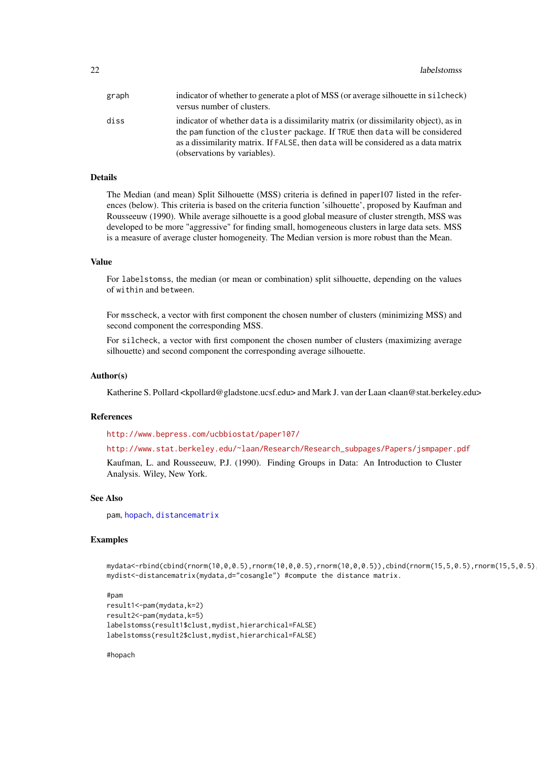graph
: indicator of whether to generate a plot of MSS (or average silhouette in `silcheck`) versus number of clusters.

diss
: indicator of whether `data` is a dissimilarity matrix (or dissimilarity object), as in the `pam` function of the `cluster` package. If `TRUE` then `data` will be considered as a dissimilarity matrix. If `FALSE`, then `data` will be considered as a data matrix (observations by variables).

## Details

The Median (and mean) Split Silhouette (MSS) criteria is defined in paper107 listed in the references (below). This criteria is based on the criteria function 'silhouette', proposed by Kaufman and Rousseeuw (1990). While average silhouette is a good global measure of cluster strength, MSS was developed to be more "aggressive" for finding small, homogeneous clusters in large data sets. MSS is a measure of average cluster homogeneity. The Median version is more robust than the Mean.

## Value

For `labelstomss`, the median (or mean or combination) split silhouette, depending on the values of `within` and `between`.

For `msscheck`, a vector with first component the chosen number of clusters (minimizing MSS) and second component the corresponding MSS.

For `silcheck`, a vector with first component the chosen number of clusters (maximizing average silhouette) and second component the corresponding average silhouette.

## Author(s)

Katherine S. Pollard <kpollard@gladstone.ucsf.edu> and Mark J. van der Laan <laan@stat.berkeley.edu>

## References

http://www.bepress.com/ucbbiostat/paper107/

http://www.stat.berkeley.edu/~laan/Research/Research_subpages/Papers/jsmpaper.pdf

Kaufman, L. and Rousseeuw, P.J. (1990). Finding Groups in Data: An Introduction to Cluster Analysis. Wiley, New York.

## See Also

pam, hopach, distancematrix

## Examples

```
mydata<-rbind(cbind(rnorm(10,0,0.5),rnorm(10,0,0.5),rnorm(10,0,0.5)),cbind(rnorm(15,5,0.5),rnorm(15,5,0.5),
mydist<-distancematrix(mydata,d="cosangle") #compute the distance matrix.

#pam
result1<-pam(mydata,k=2)
result2<-pam(mydata,k=5)
labelstomss(result1$clust,mydist,hierarchical=FALSE)
labelstomss(result2$clust,mydist,hierarchical=FALSE)

#hopach
```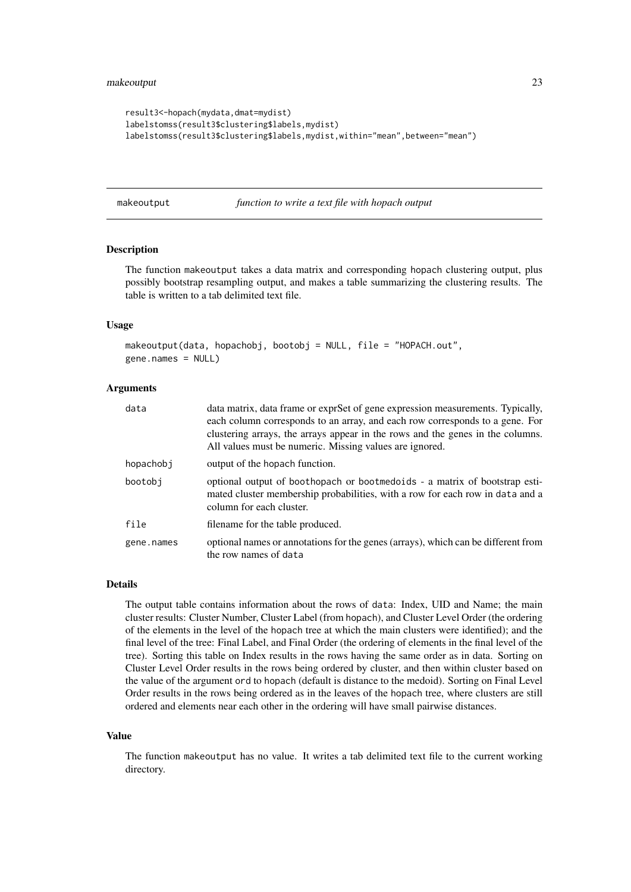```
result3<-hopach(mydata,dmat=mydist)
labelstomss(result3$clustering$labels,mydist)
labelstomss(result3$clustering$labels,mydist,within="mean",between="mean")
```

## makeoutput *function to write a text file with hopach output*

### Description

The function makeoutput takes a data matrix and corresponding hopach clustering output, plus possibly bootstrap resampling output, and makes a table summarizing the clustering results. The table is written to a tab delimited text file.

### Usage

```
makeoutput(data, hopachobj, bootobj = NULL, file = "HOPACH.out",
gene.names = NULL)
```

### Arguments

| | |
|---|---|
| data | data matrix, data frame or exprSet of gene expression measurements. Typically, each column corresponds to an array, and each row corresponds to a gene. For clustering arrays, the arrays appear in the rows and the genes in the columns. All values must be numeric. Missing values are ignored. |
| hopachobj | output of the hopach function. |
| bootobj | optional output of boothopach or bootmedoids - a matrix of bootstrap estimated cluster membership probabilities, with a row for each row in data and a column for each cluster. |
| file | filename for the table produced. |
| gene.names | optional names or annotations for the genes (arrays), which can be different from the row names of data |

### Details

The output table contains information about the rows of data: Index, UID and Name; the main cluster results: Cluster Number, Cluster Label (from hopach), and Cluster Level Order (the ordering of the elements in the level of the hopach tree at which the main clusters were identified); and the final level of the tree: Final Label, and Final Order (the ordering of elements in the final level of the tree). Sorting this table on Index results in the rows having the same order as in data. Sorting on Cluster Level Order results in the rows being ordered by cluster, and then within cluster based on the value of the argument ord to hopach (default is distance to the medoid). Sorting on Final Level Order results in the rows being ordered as in the leaves of the hopach tree, where clusters are still ordered and elements near each other in the ordering will have small pairwise distances.

### Value

The function makeoutput has no value. It writes a tab delimited text file to the current working directory.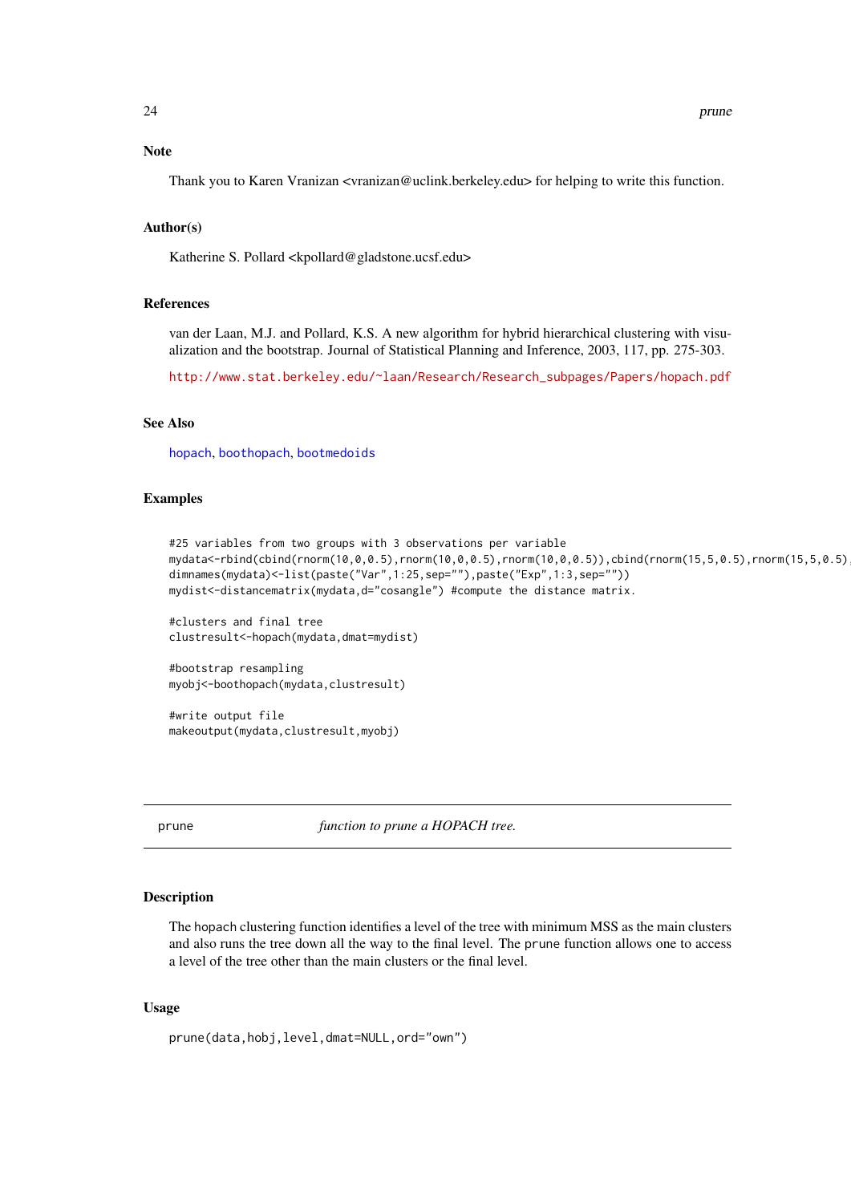## Note

Thank you to Karen Vranizan <vranizan@uclink.berkeley.edu> for helping to write this function.

## Author(s)

Katherine S. Pollard <kpollard@gladstone.ucsf.edu>

## References

van der Laan, M.J. and Pollard, K.S. A new algorithm for hybrid hierarchical clustering with visualization and the bootstrap. Journal of Statistical Planning and Inference, 2003, 117, pp. 275-303.

http://www.stat.berkeley.edu/~laan/Research/Research_subpages/Papers/hopach.pdf

## See Also

hopach, boothopach, bootmedoids

## Examples

```
#25 variables from two groups with 3 observations per variable
mydata<-rbind(cbind(rnorm(10,0,0.5),rnorm(10,0,0.5),rnorm(10,0,0.5)),cbind(rnorm(15,5,0.5),rnorm(15,5,0.5),
dimnames(mydata)<-list(paste("Var",1:25,sep=""),paste("Exp",1:3,sep=""))
mydist<-distancematrix(mydata,d="cosangle") #compute the distance matrix.

#clusters and final tree
clustresult<-hopach(mydata,dmat=mydist)

#bootstrap resampling
myobj<-boothopach(mydata,clustresult)

#write output file
makeoutput(mydata,clustresult,myobj)
```

---

# prune *function to prune a HOPACH tree.*

## Description

The hopach clustering function identifies a level of the tree with minimum MSS as the main clusters and also runs the tree down all the way to the final level. The prune function allows one to access a level of the tree other than the main clusters or the final level.

## Usage

```
prune(data,hobj,level,dmat=NULL,ord="own")
```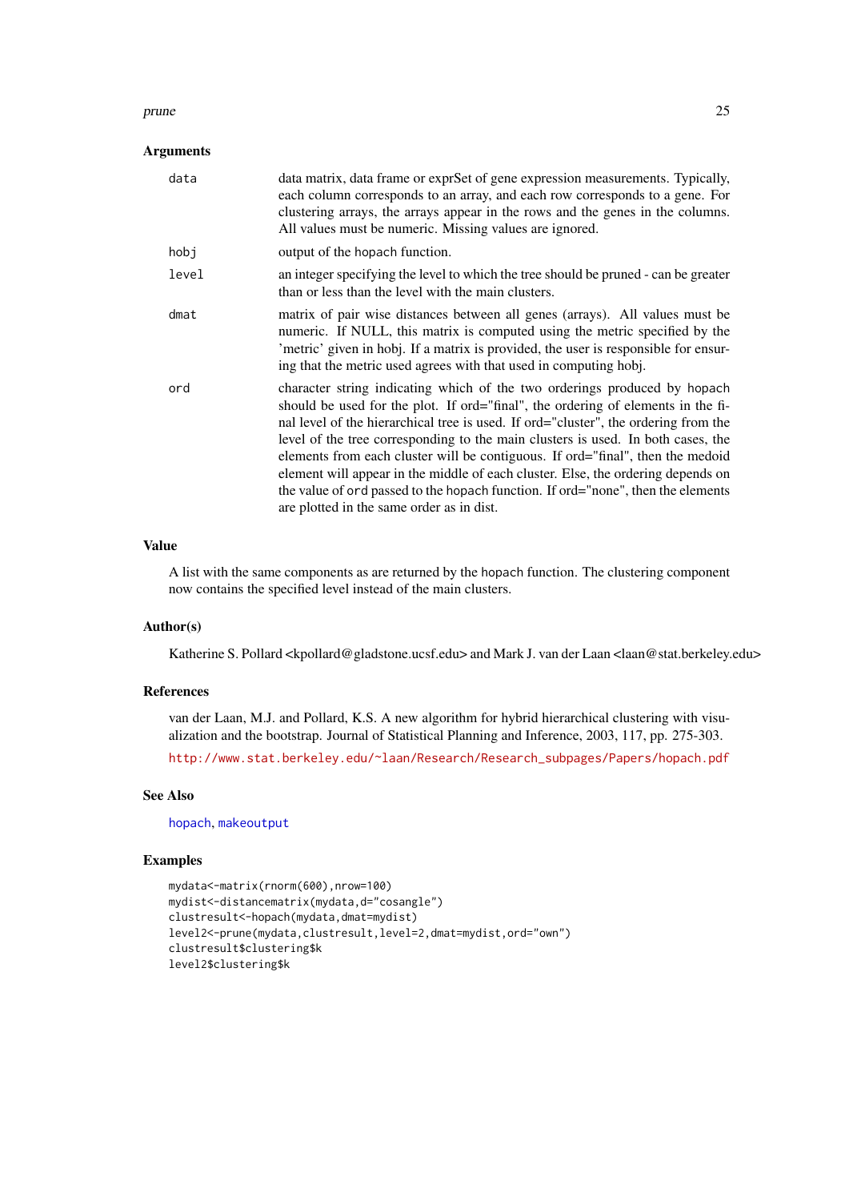## Arguments

- **data** — data matrix, data frame or exprSet of gene expression measurements. Typically, each column corresponds to an array, and each row corresponds to a gene. For clustering arrays, the arrays appear in the rows and the genes in the columns. All values must be numeric. Missing values are ignored.
- **hobj** — output of the `hopach` function.
- **level** — an integer specifying the level to which the tree should be pruned - can be greater than or less than the level with the main clusters.
- **dmat** — matrix of pair wise distances between all genes (arrays). All values must be numeric. If NULL, this matrix is computed using the metric specified by the 'metric' given in hobj. If a matrix is provided, the user is responsible for ensuring that the metric used agrees with that used in computing hobj.
- **ord** — character string indicating which of the two orderings produced by `hopach` should be used for the plot. If ord="final", the ordering of elements in the final level of the hierarchical tree is used. If ord="cluster", the ordering from the level of the tree corresponding to the main clusters is used. In both cases, the elements from each cluster will be contiguous. If ord="final", then the medoid element will appear in the middle of each cluster. Else, the ordering depends on the value of `ord` passed to the `hopach` function. If ord="none", then the elements are plotted in the same order as in dist.

## Value

A list with the same components as are returned by the `hopach` function. The clustering component now contains the specified level instead of the main clusters.

## Author(s)

Katherine S. Pollard <kpollard@gladstone.ucsf.edu> and Mark J. van der Laan <laan@stat.berkeley.edu>

## References

van der Laan, M.J. and Pollard, K.S. A new algorithm for hybrid hierarchical clustering with visualization and the bootstrap. Journal of Statistical Planning and Inference, 2003, 117, pp. 275-303.

http://www.stat.berkeley.edu/~laan/Research/Research_subpages/Papers/hopach.pdf

## See Also

`hopach`, `makeoutput`

## Examples

```
mydata<-matrix(rnorm(600),nrow=100)
mydist<-distancematrix(mydata,d="cosangle")
clustresult<-hopach(mydata,dmat=mydist)
level2<-prune(mydata,clustresult,level=2,dmat=mydist,ord="own")
clustresult$clustering$k
level2$clustering$k
```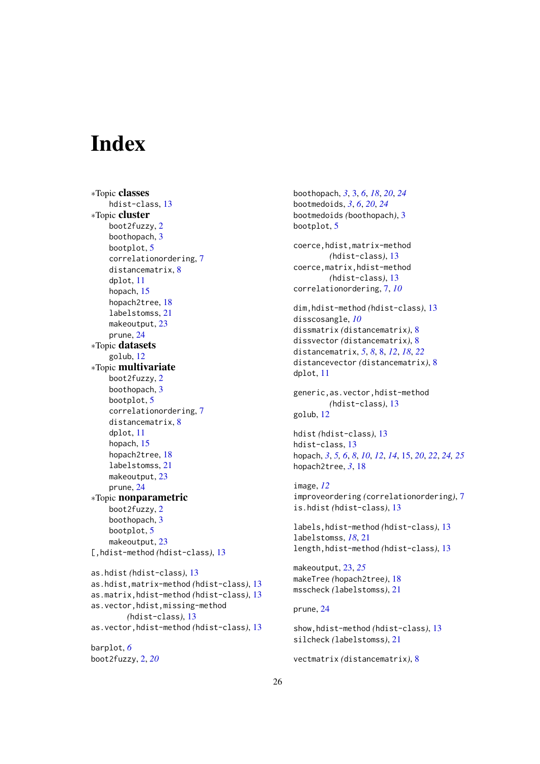# Index

∗Topic **classes**
- hdist-class, 13

∗Topic **cluster**
- boot2fuzzy, 2
- boothopach, 3
- bootplot, 5
- correlationordering, 7
- distancematrix, 8
- dplot, 11
- hopach, 15
- hopach2tree, 18
- labelstomss, 21
- makeoutput, 23
- prune, 24

∗Topic **datasets**
- golub, 12

∗Topic **multivariate**
- boot2fuzzy, 2
- boothopach, 3
- bootplot, 5
- correlationordering, 7
- distancematrix, 8
- dplot, 11
- hopach, 15
- hopach2tree, 18
- labelstomss, 21
- makeoutput, 23
- prune, 24

∗Topic **nonparametric**
- boot2fuzzy, 2
- boothopach, 3
- bootplot, 5
- makeoutput, 23

[,hdist-method *(hdist-class)*, 13

as.hdist *(hdist-class)*, 13
as.hdist,matrix-method *(hdist-class)*, 13
as.matrix,hdist-method *(hdist-class)*, 13
as.vector,hdist,missing-method *(hdist-class)*, 13
as.vector,hdist-method *(hdist-class)*, 13

barplot, *6*
boot2fuzzy, 2, *20*
boothopach, *3*, 3, *6*, *18*, *20*, *24*
bootmedoids, *3*, *6*, *20*, *24*
bootmedoids *(boothopach)*, 3
bootplot, 5

coerce,hdist,matrix-method *(hdist-class)*, 13
coerce,matrix,hdist-method *(hdist-class)*, 13
correlationordering, 7, *10*

dim,hdist-method *(hdist-class)*, 13
disscosangle, *10*
dissmatrix *(distancematrix)*, 8
dissvector *(distancematrix)*, 8
distancematrix, *5*, *8*, 8, *12*, *18*, *22*
distancevector *(distancematrix)*, 8
dplot, 11

generic,as.vector,hdist-method *(hdist-class)*, 13
golub, 12

hdist *(hdist-class)*, 13
hdist-class, 13
hopach, *3*, *5*, *6*, *8*, *10*, *12*, *14*, 15, *20*, *22*, *24*, *25*
hopach2tree, *3*, 18

image, *12*
improveordering *(correlationordering)*, 7
is.hdist *(hdist-class)*, 13

labels,hdist-method *(hdist-class)*, 13
labelstomss, *18*, 21
length,hdist-method *(hdist-class)*, 13

makeoutput, 23, *25*
makeTree *(hopach2tree)*, 18
msscheck *(labelstomss)*, 21

prune, 24

show,hdist-method *(hdist-class)*, 13
silcheck *(labelstomss)*, 21

vectmatrix *(distancematrix)*, 8